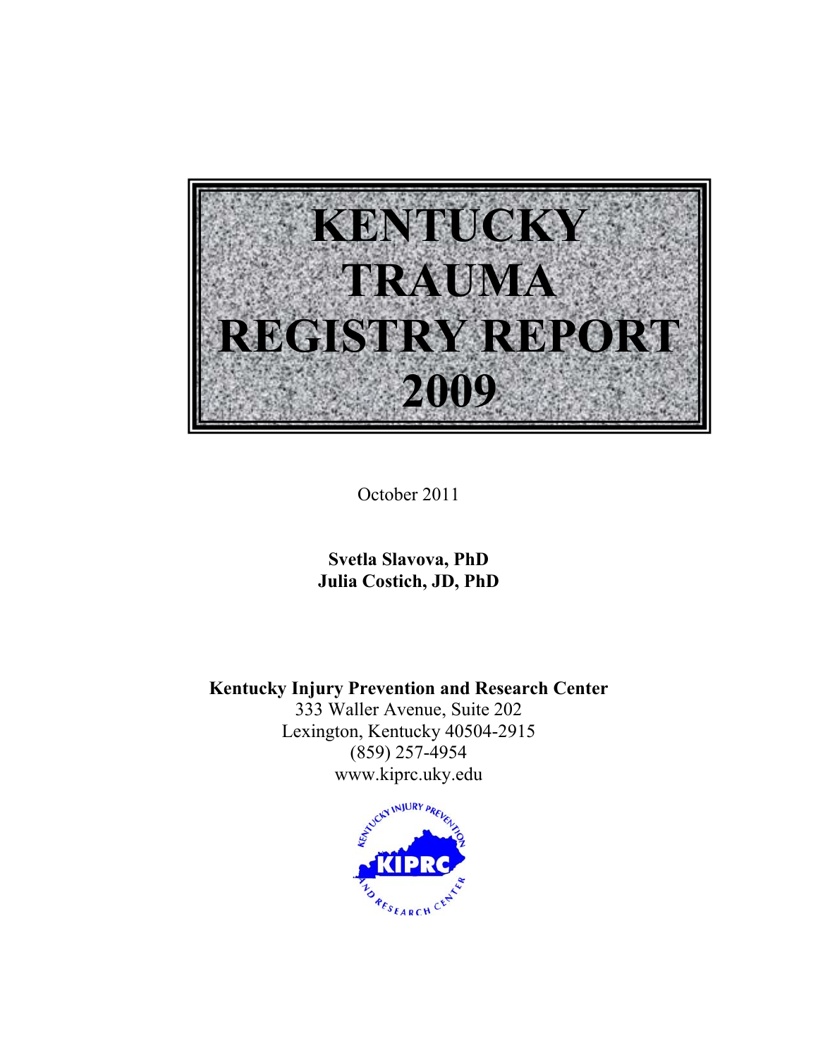# KENTUCKY TRAUMA REGISTRY REPORT 2009

October 2011

**Svetla Slavova, PhD**
**Julia Costich, JD, PhD**

**Kentucky Injury Prevention and Research Center**
333 Waller Avenue, Suite 202
Lexington, Kentucky 40504-2915
(859) 257-4954
www.kiprc.uky.edu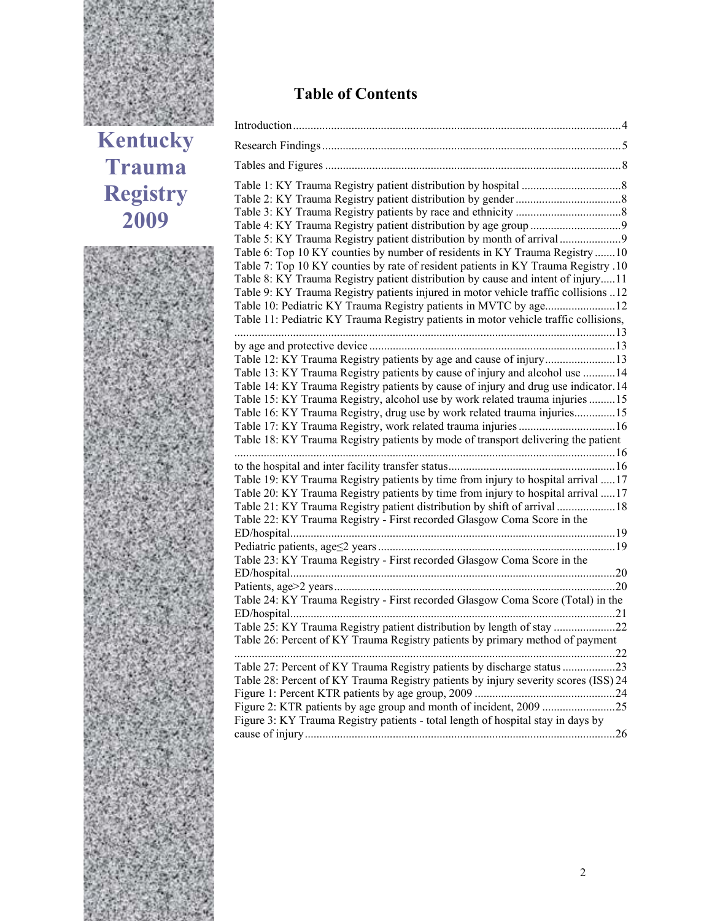Kentucky Trauma Registry 2009

# Table of Contents

Introduction....4

Research Findings....5

Tables and Figures....8

Table 1: KY Trauma Registry patient distribution by hospital....8
Table 2: KY Trauma Registry patient distribution by gender....8
Table 3: KY Trauma Registry patients by race and ethnicity....8
Table 4: KY Trauma Registry patient distribution by age group....9
Table 5: KY Trauma Registry patient distribution by month of arrival....9
Table 6: Top 10 KY counties by number of residents in KY Trauma Registry....10
Table 7: Top 10 KY counties by rate of resident patients in KY Trauma Registry....10
Table 8: KY Trauma Registry patient distribution by cause and intent of injury....11
Table 9: KY Trauma Registry patients injured in motor vehicle traffic collisions....12
Table 10: Pediatric KY Trauma Registry patients in MVTC by age....12
Table 11: Pediatric KY Trauma Registry patients in motor vehicle traffic collisions, ....13
by age and protective device....13
Table 12: KY Trauma Registry patients by age and cause of injury....13
Table 13: KY Trauma Registry patients by cause of injury and alcohol use....14
Table 14: KY Trauma Registry patients by cause of injury and drug use indicator....14
Table 15: KY Trauma Registry, alcohol use by work related trauma injuries....15
Table 16: KY Trauma Registry, drug use by work related trauma injuries....15
Table 17: KY Trauma Registry, work related trauma injuries....16
Table 18: KY Trauma Registry patients by mode of transport delivering the patient ....16
to the hospital and inter facility transfer status....16
Table 19: KY Trauma Registry patients by time from injury to hospital arrival....17
Table 20: KY Trauma Registry patients by time from injury to hospital arrival....17
Table 21: KY Trauma Registry patient distribution by shift of arrival....18
Table 22: KY Trauma Registry - First recorded Glasgow Coma Score in the ED/hospital....19
Pediatric patients, age≤2 years....19
Table 23: KY Trauma Registry - First recorded Glasgow Coma Score in the ED/hospital....20
Patients, age>2 years....20
Table 24: KY Trauma Registry - First recorded Glasgow Coma Score (Total) in the ED/hospital....21
Table 25: KY Trauma Registry patient distribution by length of stay....22
Table 26: Percent of KY Trauma Registry patients by primary method of payment ....22
Table 27: Percent of KY Trauma Registry patients by discharge status....23
Table 28: Percent of KY Trauma Registry patients by injury severity scores (ISS)....24
Figure 1: Percent KTR patients by age group, 2009....24
Figure 2: KTR patients by age group and month of incident, 2009....25
Figure 3: KY Trauma Registry patients - total length of hospital stay in days by cause of injury....26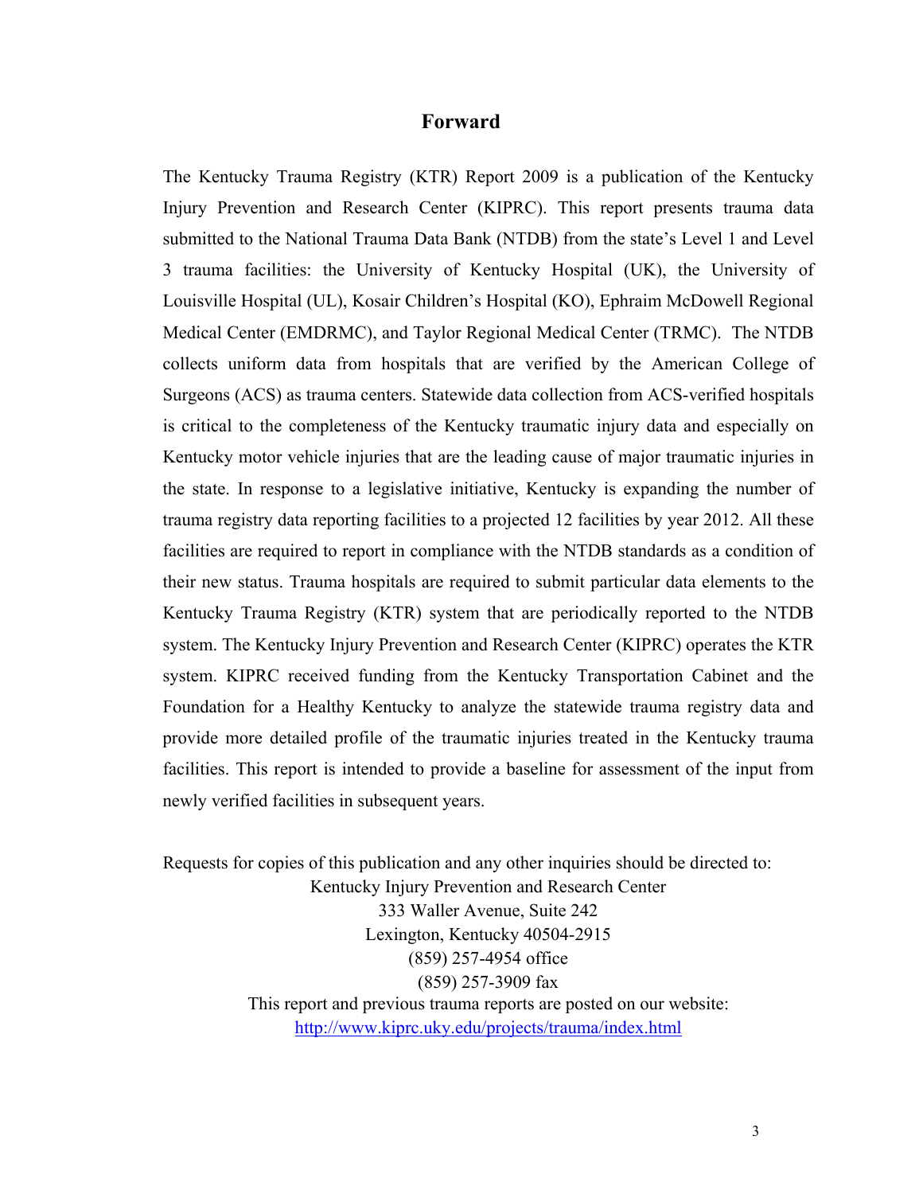# Forward

The Kentucky Trauma Registry (KTR) Report 2009 is a publication of the Kentucky Injury Prevention and Research Center (KIPRC). This report presents trauma data submitted to the National Trauma Data Bank (NTDB) from the state's Level 1 and Level 3 trauma facilities: the University of Kentucky Hospital (UK), the University of Louisville Hospital (UL), Kosair Children's Hospital (KO), Ephraim McDowell Regional Medical Center (EMDRMC), and Taylor Regional Medical Center (TRMC). The NTDB collects uniform data from hospitals that are verified by the American College of Surgeons (ACS) as trauma centers. Statewide data collection from ACS-verified hospitals is critical to the completeness of the Kentucky traumatic injury data and especially on Kentucky motor vehicle injuries that are the leading cause of major traumatic injuries in the state. In response to a legislative initiative, Kentucky is expanding the number of trauma registry data reporting facilities to a projected 12 facilities by year 2012. All these facilities are required to report in compliance with the NTDB standards as a condition of their new status. Trauma hospitals are required to submit particular data elements to the Kentucky Trauma Registry (KTR) system that are periodically reported to the NTDB system. The Kentucky Injury Prevention and Research Center (KIPRC) operates the KTR system. KIPRC received funding from the Kentucky Transportation Cabinet and the Foundation for a Healthy Kentucky to analyze the statewide trauma registry data and provide more detailed profile of the traumatic injuries treated in the Kentucky trauma facilities. This report is intended to provide a baseline for assessment of the input from newly verified facilities in subsequent years.

Requests for copies of this publication and any other inquiries should be directed to:

Kentucky Injury Prevention and Research Center
333 Waller Avenue, Suite 242
Lexington, Kentucky 40504-2915
(859) 257-4954 office
(859) 257-3909 fax

This report and previous trauma reports are posted on our website:
http://www.kiprc.uky.edu/projects/trauma/index.html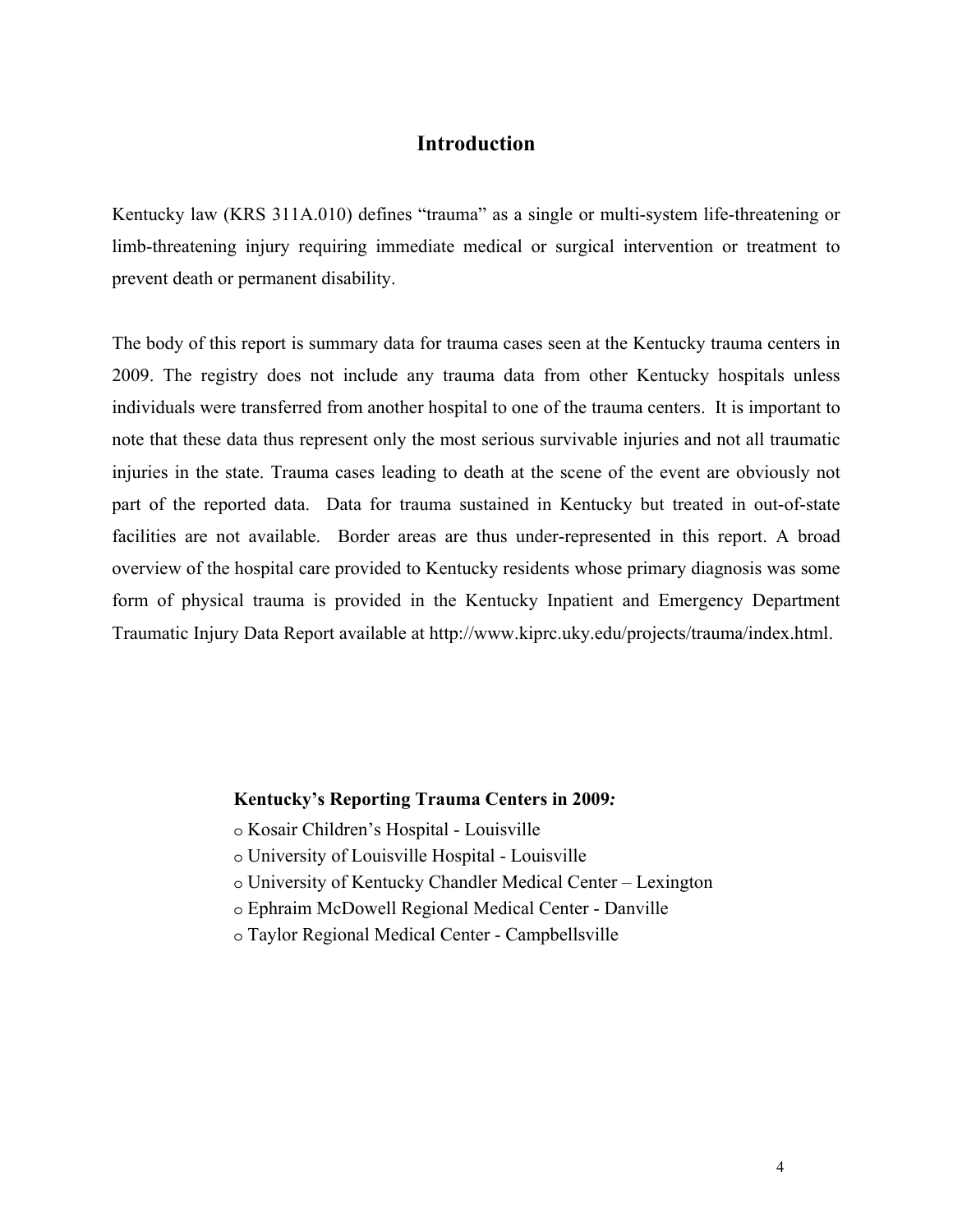# Introduction

Kentucky law (KRS 311A.010) defines "trauma" as a single or multi-system life-threatening or limb-threatening injury requiring immediate medical or surgical intervention or treatment to prevent death or permanent disability.

The body of this report is summary data for trauma cases seen at the Kentucky trauma centers in 2009. The registry does not include any trauma data from other Kentucky hospitals unless individuals were transferred from another hospital to one of the trauma centers. It is important to note that these data thus represent only the most serious survivable injuries and not all traumatic injuries in the state. Trauma cases leading to death at the scene of the event are obviously not part of the reported data. Data for trauma sustained in Kentucky but treated in out-of-state facilities are not available. Border areas are thus under-represented in this report. A broad overview of the hospital care provided to Kentucky residents whose primary diagnosis was some form of physical trauma is provided in the Kentucky Inpatient and Emergency Department Traumatic Injury Data Report available at http://www.kiprc.uky.edu/projects/trauma/index.html.

**Kentucky's Reporting Trauma Centers in 2009*:***

- Kosair Children's Hospital - Louisville
- University of Louisville Hospital - Louisville
- University of Kentucky Chandler Medical Center – Lexington
- Ephraim McDowell Regional Medical Center - Danville
- Taylor Regional Medical Center - Campbellsville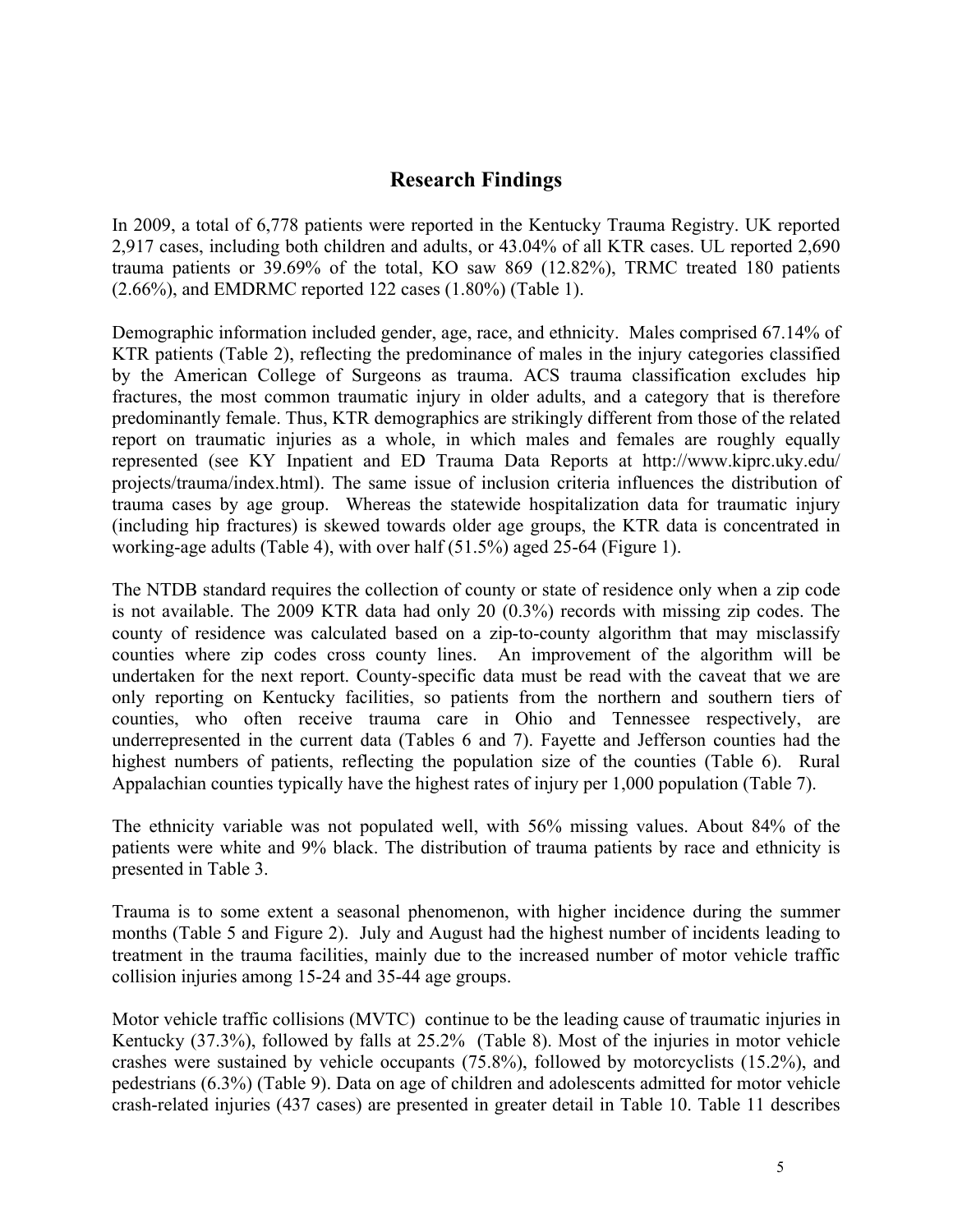## Research Findings

In 2009, a total of 6,778 patients were reported in the Kentucky Trauma Registry. UK reported 2,917 cases, including both children and adults, or 43.04% of all KTR cases. UL reported 2,690 trauma patients or 39.69% of the total, KO saw 869 (12.82%), TRMC treated 180 patients (2.66%), and EMDRMC reported 122 cases (1.80%) (Table 1).

Demographic information included gender, age, race, and ethnicity. Males comprised 67.14% of KTR patients (Table 2), reflecting the predominance of males in the injury categories classified by the American College of Surgeons as trauma. ACS trauma classification excludes hip fractures, the most common traumatic injury in older adults, and a category that is therefore predominantly female. Thus, KTR demographics are strikingly different from those of the related report on traumatic injuries as a whole, in which males and females are roughly equally represented (see KY Inpatient and ED Trauma Data Reports at http://www.kiprc.uky.edu/ projects/trauma/index.html). The same issue of inclusion criteria influences the distribution of trauma cases by age group. Whereas the statewide hospitalization data for traumatic injury (including hip fractures) is skewed towards older age groups, the KTR data is concentrated in working-age adults (Table 4), with over half (51.5%) aged 25-64 (Figure 1).

The NTDB standard requires the collection of county or state of residence only when a zip code is not available. The 2009 KTR data had only 20 (0.3%) records with missing zip codes. The county of residence was calculated based on a zip-to-county algorithm that may misclassify counties where zip codes cross county lines. An improvement of the algorithm will be undertaken for the next report. County-specific data must be read with the caveat that we are only reporting on Kentucky facilities, so patients from the northern and southern tiers of counties, who often receive trauma care in Ohio and Tennessee respectively, are underrepresented in the current data (Tables 6 and 7). Fayette and Jefferson counties had the highest numbers of patients, reflecting the population size of the counties (Table 6). Rural Appalachian counties typically have the highest rates of injury per 1,000 population (Table 7).

The ethnicity variable was not populated well, with 56% missing values. About 84% of the patients were white and 9% black. The distribution of trauma patients by race and ethnicity is presented in Table 3.

Trauma is to some extent a seasonal phenomenon, with higher incidence during the summer months (Table 5 and Figure 2). July and August had the highest number of incidents leading to treatment in the trauma facilities, mainly due to the increased number of motor vehicle traffic collision injuries among 15-24 and 35-44 age groups.

Motor vehicle traffic collisions (MVTC) continue to be the leading cause of traumatic injuries in Kentucky (37.3%), followed by falls at 25.2% (Table 8). Most of the injuries in motor vehicle crashes were sustained by vehicle occupants (75.8%), followed by motorcyclists (15.2%), and pedestrians (6.3%) (Table 9). Data on age of children and adolescents admitted for motor vehicle crash-related injuries (437 cases) are presented in greater detail in Table 10. Table 11 describes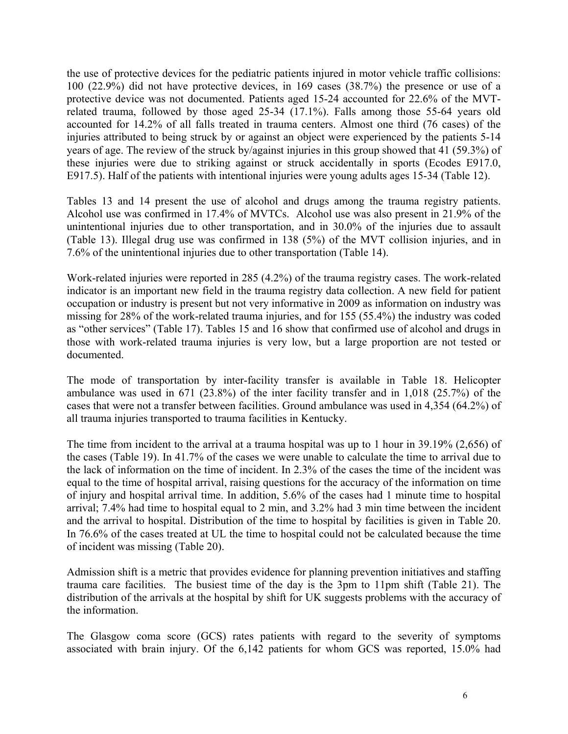the use of protective devices for the pediatric patients injured in motor vehicle traffic collisions: 100 (22.9%) did not have protective devices, in 169 cases (38.7%) the presence or use of a protective device was not documented. Patients aged 15-24 accounted for 22.6% of the MVT-related trauma, followed by those aged 25-34 (17.1%). Falls among those 55-64 years old accounted for 14.2% of all falls treated in trauma centers. Almost one third (76 cases) of the injuries attributed to being struck by or against an object were experienced by the patients 5-14 years of age. The review of the struck by/against injuries in this group showed that 41 (59.3%) of these injuries were due to striking against or struck accidentally in sports (Ecodes E917.0, E917.5). Half of the patients with intentional injuries were young adults ages 15-34 (Table 12).

Tables 13 and 14 present the use of alcohol and drugs among the trauma registry patients. Alcohol use was confirmed in 17.4% of MVTCs. Alcohol use was also present in 21.9% of the unintentional injuries due to other transportation, and in 30.0% of the injuries due to assault (Table 13). Illegal drug use was confirmed in 138 (5%) of the MVT collision injuries, and in 7.6% of the unintentional injuries due to other transportation (Table 14).

Work-related injuries were reported in 285 (4.2%) of the trauma registry cases. The work-related indicator is an important new field in the trauma registry data collection. A new field for patient occupation or industry is present but not very informative in 2009 as information on industry was missing for 28% of the work-related trauma injuries, and for 155 (55.4%) the industry was coded as "other services" (Table 17). Tables 15 and 16 show that confirmed use of alcohol and drugs in those with work-related trauma injuries is very low, but a large proportion are not tested or documented.

The mode of transportation by inter-facility transfer is available in Table 18. Helicopter ambulance was used in 671 (23.8%) of the inter facility transfer and in 1,018 (25.7%) of the cases that were not a transfer between facilities. Ground ambulance was used in 4,354 (64.2%) of all trauma injuries transported to trauma facilities in Kentucky.

The time from incident to the arrival at a trauma hospital was up to 1 hour in 39.19% (2,656) of the cases (Table 19). In 41.7% of the cases we were unable to calculate the time to arrival due to the lack of information on the time of incident. In 2.3% of the cases the time of the incident was equal to the time of hospital arrival, raising questions for the accuracy of the information on time of injury and hospital arrival time. In addition, 5.6% of the cases had 1 minute time to hospital arrival; 7.4% had time to hospital equal to 2 min, and 3.2% had 3 min time between the incident and the arrival to hospital. Distribution of the time to hospital by facilities is given in Table 20. In 76.6% of the cases treated at UL the time to hospital could not be calculated because the time of incident was missing (Table 20).

Admission shift is a metric that provides evidence for planning prevention initiatives and staffing trauma care facilities. The busiest time of the day is the 3pm to 11pm shift (Table 21). The distribution of the arrivals at the hospital by shift for UK suggests problems with the accuracy of the information.

The Glasgow coma score (GCS) rates patients with regard to the severity of symptoms associated with brain injury. Of the 6,142 patients for whom GCS was reported, 15.0% had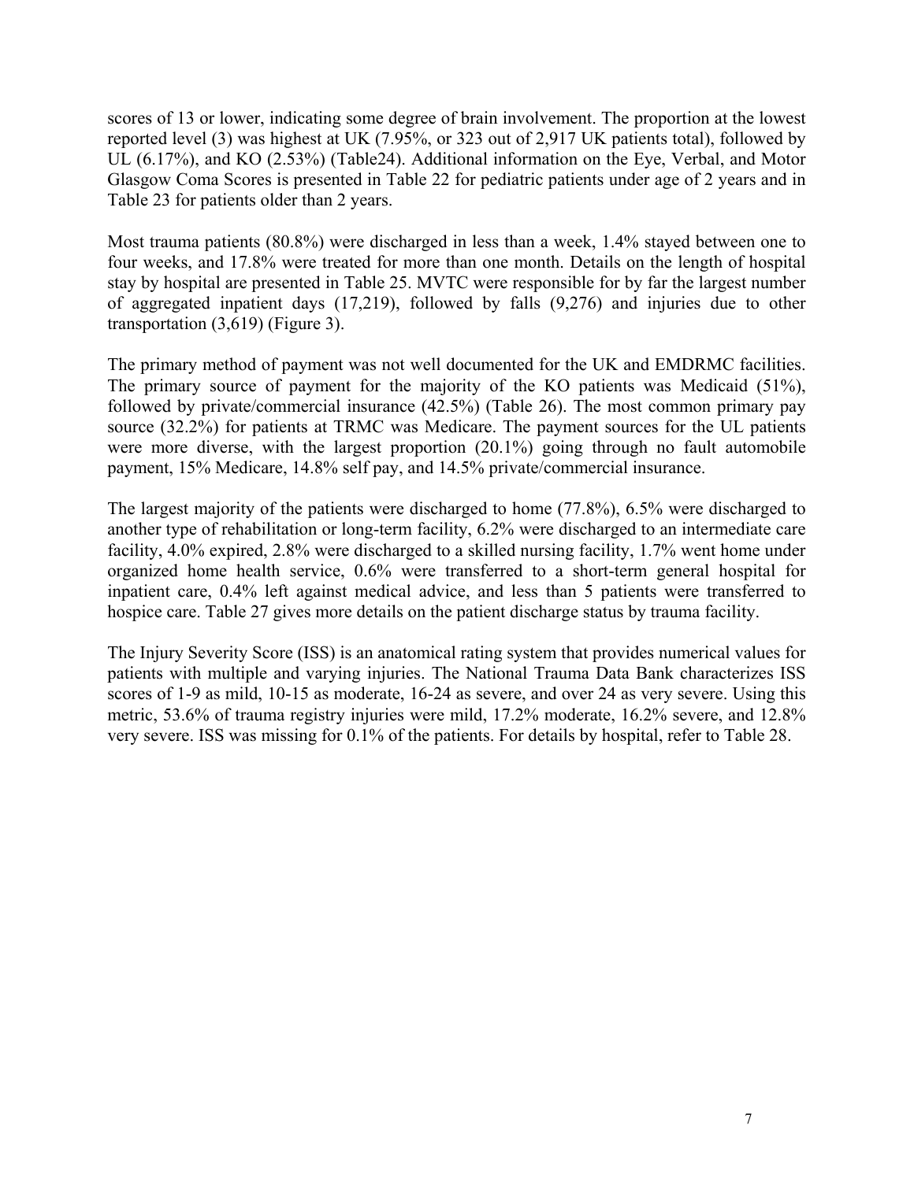scores of 13 or lower, indicating some degree of brain involvement. The proportion at the lowest reported level (3) was highest at UK (7.95%, or 323 out of 2,917 UK patients total), followed by UL (6.17%), and KO (2.53%) (Table24). Additional information on the Eye, Verbal, and Motor Glasgow Coma Scores is presented in Table 22 for pediatric patients under age of 2 years and in Table 23 for patients older than 2 years.

Most trauma patients (80.8%) were discharged in less than a week, 1.4% stayed between one to four weeks, and 17.8% were treated for more than one month. Details on the length of hospital stay by hospital are presented in Table 25. MVTC were responsible for by far the largest number of aggregated inpatient days (17,219), followed by falls (9,276) and injuries due to other transportation (3,619) (Figure 3).

The primary method of payment was not well documented for the UK and EMDRMC facilities. The primary source of payment for the majority of the KO patients was Medicaid (51%), followed by private/commercial insurance (42.5%) (Table 26). The most common primary pay source (32.2%) for patients at TRMC was Medicare. The payment sources for the UL patients were more diverse, with the largest proportion (20.1%) going through no fault automobile payment, 15% Medicare, 14.8% self pay, and 14.5% private/commercial insurance.

The largest majority of the patients were discharged to home (77.8%), 6.5% were discharged to another type of rehabilitation or long-term facility, 6.2% were discharged to an intermediate care facility, 4.0% expired, 2.8% were discharged to a skilled nursing facility, 1.7% went home under organized home health service, 0.6% were transferred to a short-term general hospital for inpatient care, 0.4% left against medical advice, and less than 5 patients were transferred to hospice care. Table 27 gives more details on the patient discharge status by trauma facility.

The Injury Severity Score (ISS) is an anatomical rating system that provides numerical values for patients with multiple and varying injuries. The National Trauma Data Bank characterizes ISS scores of 1-9 as mild, 10-15 as moderate, 16-24 as severe, and over 24 as very severe. Using this metric, 53.6% of trauma registry injuries were mild, 17.2% moderate, 16.2% severe, and 12.8% very severe. ISS was missing for 0.1% of the patients. For details by hospital, refer to Table 28.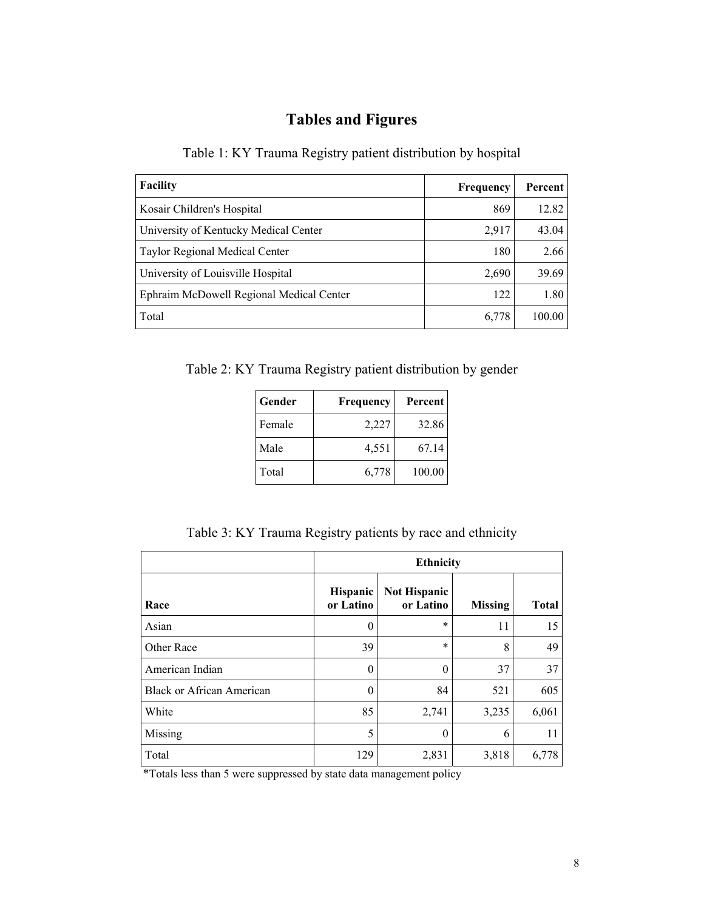# Tables and Figures

Table 1: KY Trauma Registry patient distribution by hospital

| Facility | Frequency | Percent |
|---|---|---|
| Kosair Children's Hospital | 869 | 12.82 |
| University of Kentucky Medical Center | 2,917 | 43.04 |
| Taylor Regional Medical Center | 180 | 2.66 |
| University of Louisville Hospital | 2,690 | 39.69 |
| Ephraim McDowell Regional Medical Center | 122 | 1.80 |
| Total | 6,778 | 100.00 |

Table 2: KY Trauma Registry patient distribution by gender

| Gender | Frequency | Percent |
|---|---|---|
| Female | 2,227 | 32.86 |
| Male | 4,551 | 67.14 |
| Total | 6,778 | 100.00 |

Table 3: KY Trauma Registry patients by race and ethnicity

| | Ethnicity | | | |
|---|---|---|---|---|
| Race | Hispanic or Latino | Not Hispanic or Latino | Missing | Total |
| Asian | 0 | * | 11 | 15 |
| Other Race | 39 | * | 8 | 49 |
| American Indian | 0 | 0 | 37 | 37 |
| Black or African American | 0 | 84 | 521 | 605 |
| White | 85 | 2,741 | 3,235 | 6,061 |
| Missing | 5 | 0 | 6 | 11 |
| Total | 129 | 2,831 | 3,818 | 6,778 |

*Totals less than 5 were suppressed by state data management policy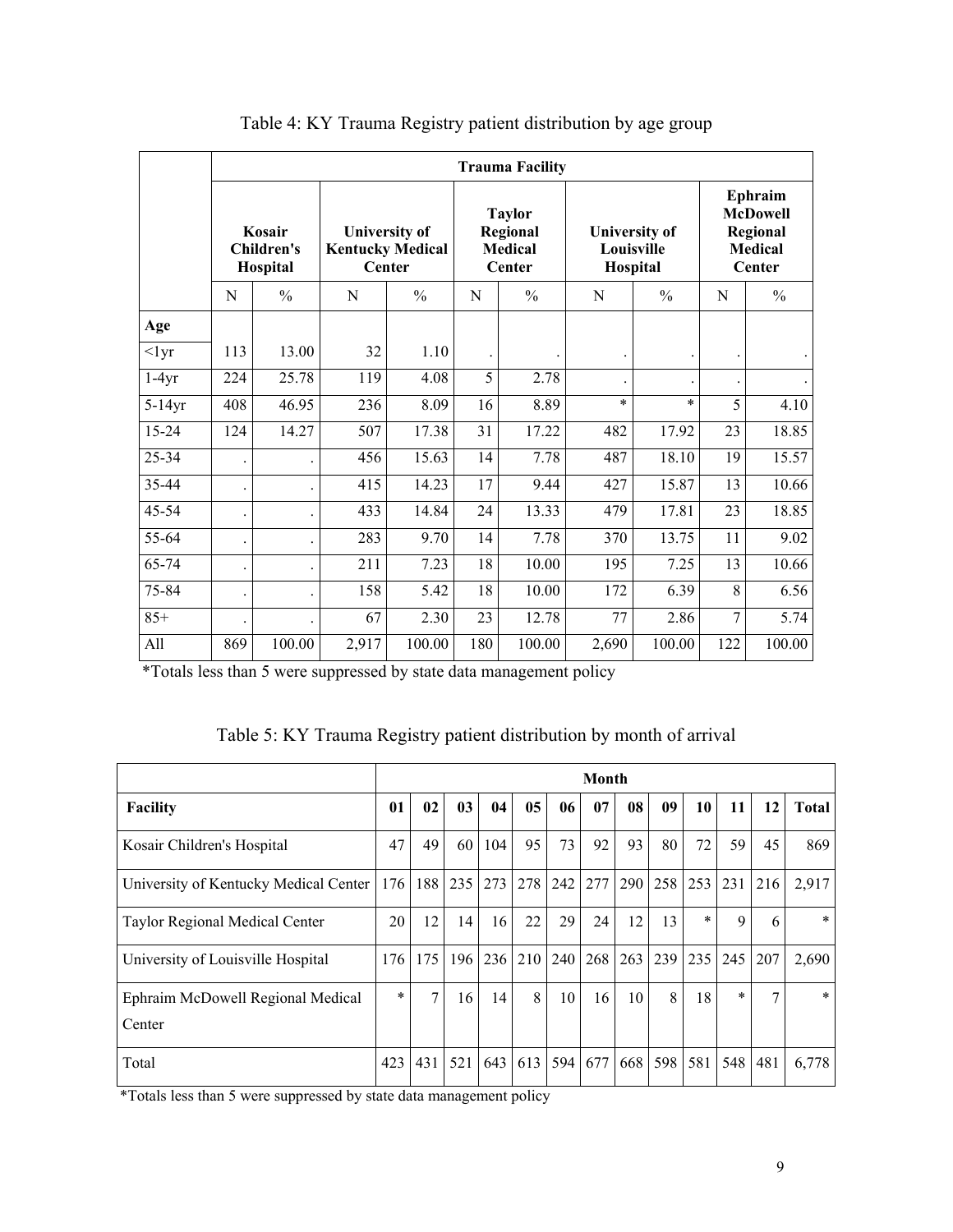Table 4: KY Trauma Registry patient distribution by age group

| | Trauma Facility | | | | | | | | | |
|---|---|---|---|---|---|---|---|---|---|---|
| | Kosair Children's Hospital | | University of Kentucky Medical Center | | Taylor Regional Medical Center | | University of Louisville Hospital | | Ephraim McDowell Regional Medical Center | |
| | N | % | N | % | N | % | N | % | N | % |
| **Age** | | | | | | | | | | |
| <1yr | 113 | 13.00 | 32 | 1.10 | . | . | . | . | . | . |
| 1-4yr | 224 | 25.78 | 119 | 4.08 | 5 | 2.78 | . | . | . | . |
| 5-14yr | 408 | 46.95 | 236 | 8.09 | 16 | 8.89 | * | * | 5 | 4.10 |
| 15-24 | 124 | 14.27 | 507 | 17.38 | 31 | 17.22 | 482 | 17.92 | 23 | 18.85 |
| 25-34 | . | . | 456 | 15.63 | 14 | 7.78 | 487 | 18.10 | 19 | 15.57 |
| 35-44 | . | . | 415 | 14.23 | 17 | 9.44 | 427 | 15.87 | 13 | 10.66 |
| 45-54 | . | . | 433 | 14.84 | 24 | 13.33 | 479 | 17.81 | 23 | 18.85 |
| 55-64 | . | . | 283 | 9.70 | 14 | 7.78 | 370 | 13.75 | 11 | 9.02 |
| 65-74 | . | . | 211 | 7.23 | 18 | 10.00 | 195 | 7.25 | 13 | 10.66 |
| 75-84 | . | . | 158 | 5.42 | 18 | 10.00 | 172 | 6.39 | 8 | 6.56 |
| 85+ | . | . | 67 | 2.30 | 23 | 12.78 | 77 | 2.86 | 7 | 5.74 |
| All | 869 | 100.00 | 2,917 | 100.00 | 180 | 100.00 | 2,690 | 100.00 | 122 | 100.00 |

*Totals less than 5 were suppressed by state data management policy

Table 5: KY Trauma Registry patient distribution by month of arrival

| | Month | | | | | | | | | | | | |
|---|---|---|---|---|---|---|---|---|---|---|---|---|---|
| **Facility** | **01** | **02** | **03** | **04** | **05** | **06** | **07** | **08** | **09** | **10** | **11** | **12** | **Total** |
| Kosair Children's Hospital | 47 | 49 | 60 | 104 | 95 | 73 | 92 | 93 | 80 | 72 | 59 | 45 | 869 |
| University of Kentucky Medical Center | 176 | 188 | 235 | 273 | 278 | 242 | 277 | 290 | 258 | 253 | 231 | 216 | 2,917 |
| Taylor Regional Medical Center | 20 | 12 | 14 | 16 | 22 | 29 | 24 | 12 | 13 | * | 9 | 6 | * |
| University of Louisville Hospital | 176 | 175 | 196 | 236 | 210 | 240 | 268 | 263 | 239 | 235 | 245 | 207 | 2,690 |
| Ephraim McDowell Regional Medical Center | * | 7 | 16 | 14 | 8 | 10 | 16 | 10 | 8 | 18 | * | 7 | * |
| Total | 423 | 431 | 521 | 643 | 613 | 594 | 677 | 668 | 598 | 581 | 548 | 481 | 6,778 |

*Totals less than 5 were suppressed by state data management policy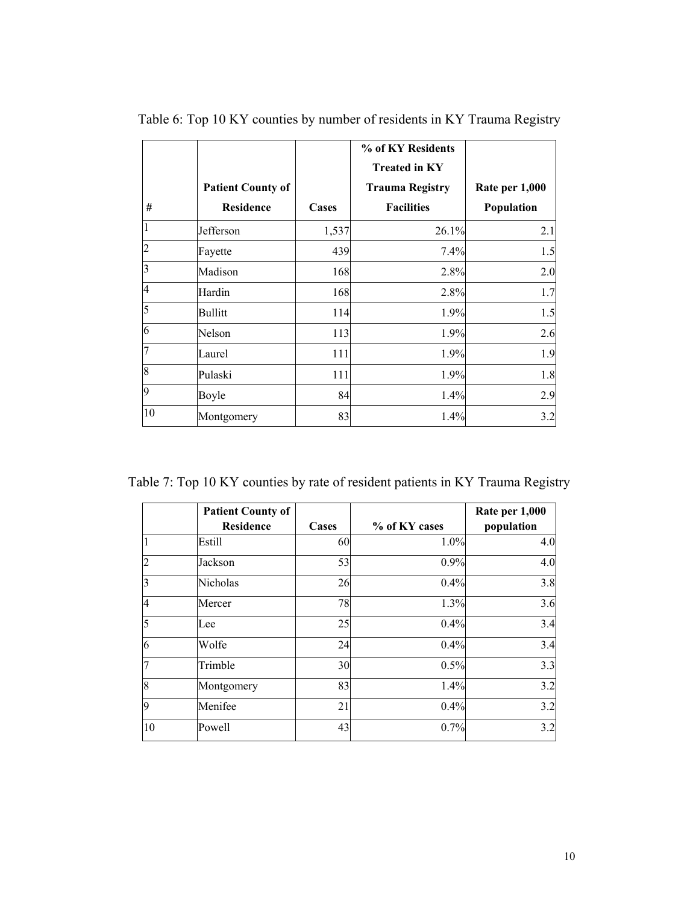Table 6: Top 10 KY counties by number of residents in KY Trauma Registry

| # | Patient County of Residence | Cases | % of KY Residents Treated in KY Trauma Registry Facilities | Rate per 1,000 Population |
|---|---|---|---|---|
| 1 | Jefferson | 1,537 | 26.1% | 2.1 |
| 2 | Fayette | 439 | 7.4% | 1.5 |
| 3 | Madison | 168 | 2.8% | 2.0 |
| 4 | Hardin | 168 | 2.8% | 1.7 |
| 5 | Bullitt | 114 | 1.9% | 1.5 |
| 6 | Nelson | 113 | 1.9% | 2.6 |
| 7 | Laurel | 111 | 1.9% | 1.9 |
| 8 | Pulaski | 111 | 1.9% | 1.8 |
| 9 | Boyle | 84 | 1.4% | 2.9 |
| 10 | Montgomery | 83 | 1.4% | 3.2 |

Table 7: Top 10 KY counties by rate of resident patients in KY Trauma Registry

| | Patient County of Residence | Cases | % of KY cases | Rate per 1,000 population |
|---|---|---|---|---|
| 1 | Estill | 60 | 1.0% | 4.0 |
| 2 | Jackson | 53 | 0.9% | 4.0 |
| 3 | Nicholas | 26 | 0.4% | 3.8 |
| 4 | Mercer | 78 | 1.3% | 3.6 |
| 5 | Lee | 25 | 0.4% | 3.4 |
| 6 | Wolfe | 24 | 0.4% | 3.4 |
| 7 | Trimble | 30 | 0.5% | 3.3 |
| 8 | Montgomery | 83 | 1.4% | 3.2 |
| 9 | Menifee | 21 | 0.4% | 3.2 |
| 10 | Powell | 43 | 0.7% | 3.2 |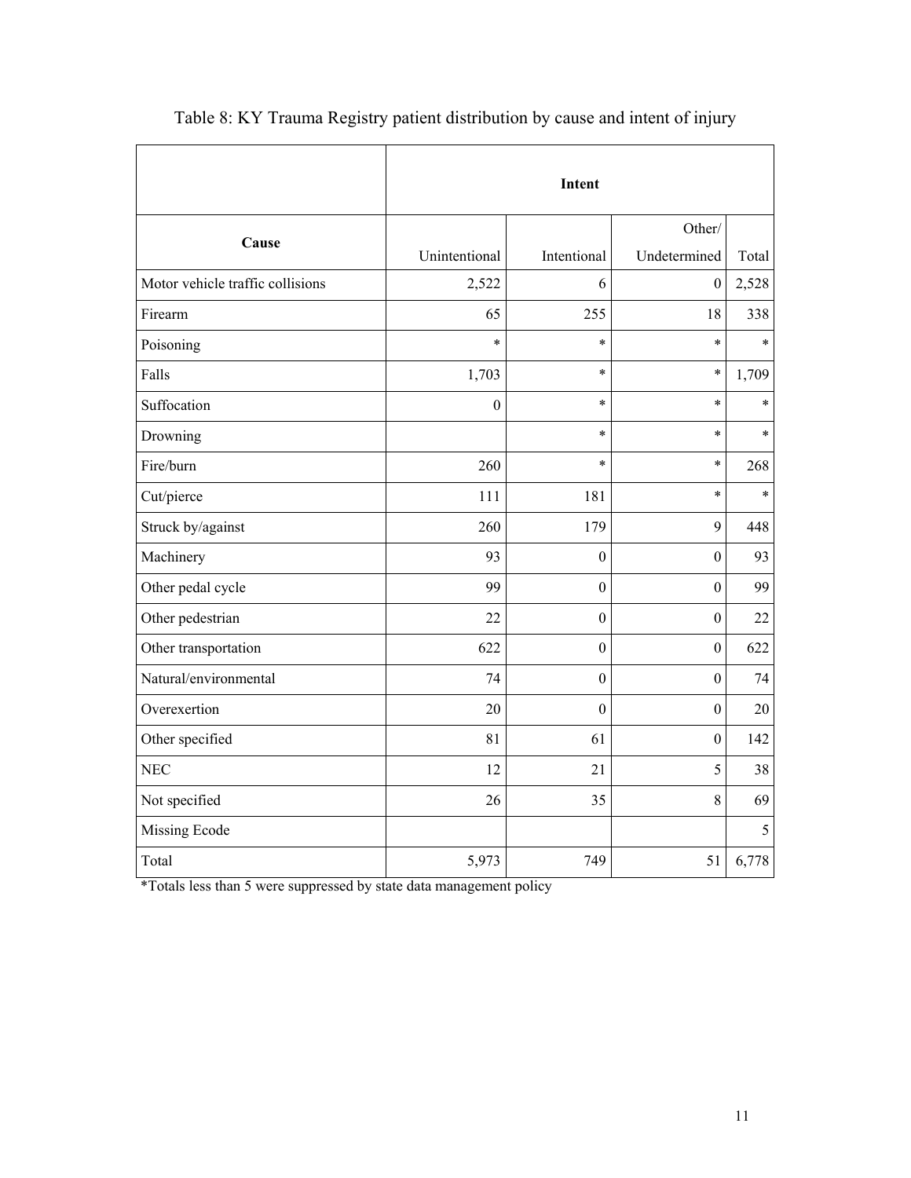Table 8: KY Trauma Registry patient distribution by cause and intent of injury

| Cause | Intent | | | |
|---|---|---|---|---|
| | Unintentional | Intentional | Other/ Undetermined | Total |
| Motor vehicle traffic collisions | 2,522 | 6 | 0 | 2,528 |
| Firearm | 65 | 255 | 18 | 338 |
| Poisoning | * | * | * | * |
| Falls | 1,703 | * | * | 1,709 |
| Suffocation | 0 | * | * | * |
| Drowning | | * | * | * |
| Fire/burn | 260 | * | * | 268 |
| Cut/pierce | 111 | 181 | * | * |
| Struck by/against | 260 | 179 | 9 | 448 |
| Machinery | 93 | 0 | 0 | 93 |
| Other pedal cycle | 99 | 0 | 0 | 99 |
| Other pedestrian | 22 | 0 | 0 | 22 |
| Other transportation | 622 | 0 | 0 | 622 |
| Natural/environmental | 74 | 0 | 0 | 74 |
| Overexertion | 20 | 0 | 0 | 20 |
| Other specified | 81 | 61 | 0 | 142 |
| NEC | 12 | 21 | 5 | 38 |
| Not specified | 26 | 35 | 8 | 69 |
| Missing Ecode | | | | 5 |
| Total | 5,973 | 749 | 51 | 6,778 |

*Totals less than 5 were suppressed by state data management policy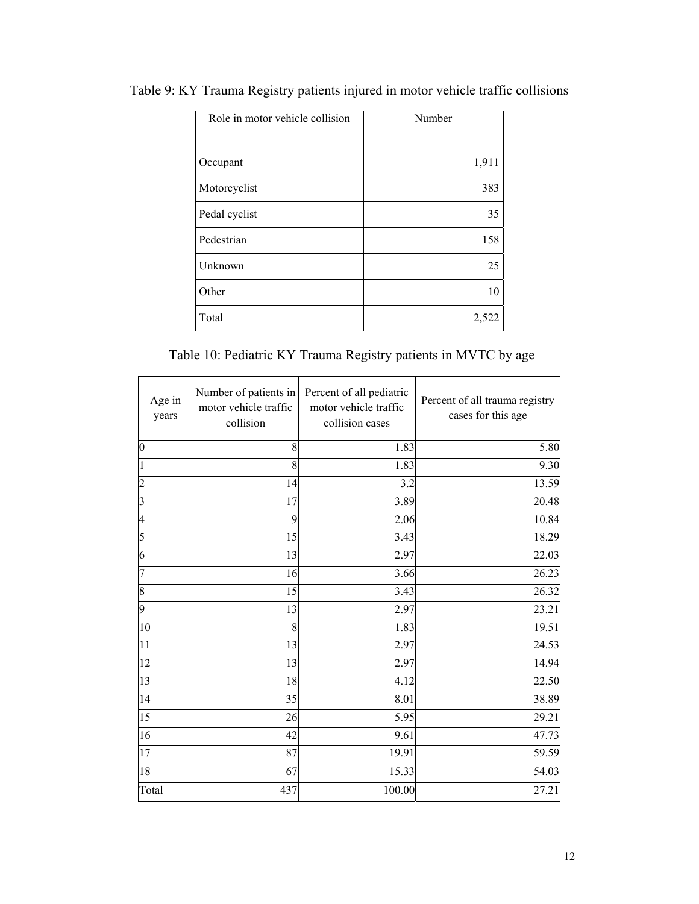Table 9: KY Trauma Registry patients injured in motor vehicle traffic collisions

| Role in motor vehicle collision | Number |
|---|---|
| Occupant | 1,911 |
| Motorcyclist | 383 |
| Pedal cyclist | 35 |
| Pedestrian | 158 |
| Unknown | 25 |
| Other | 10 |
| Total | 2,522 |

Table 10: Pediatric KY Trauma Registry patients in MVTC by age

| Age in years | Number of patients in motor vehicle traffic collision | Percent of all pediatric motor vehicle traffic collision cases | Percent of all trauma registry cases for this age |
|---|---|---|---|
| 0 | 8 | 1.83 | 5.80 |
| 1 | 8 | 1.83 | 9.30 |
| 2 | 14 | 3.2 | 13.59 |
| 3 | 17 | 3.89 | 20.48 |
| 4 | 9 | 2.06 | 10.84 |
| 5 | 15 | 3.43 | 18.29 |
| 6 | 13 | 2.97 | 22.03 |
| 7 | 16 | 3.66 | 26.23 |
| 8 | 15 | 3.43 | 26.32 |
| 9 | 13 | 2.97 | 23.21 |
| 10 | 8 | 1.83 | 19.51 |
| 11 | 13 | 2.97 | 24.53 |
| 12 | 13 | 2.97 | 14.94 |
| 13 | 18 | 4.12 | 22.50 |
| 14 | 35 | 8.01 | 38.89 |
| 15 | 26 | 5.95 | 29.21 |
| 16 | 42 | 9.61 | 47.73 |
| 17 | 87 | 19.91 | 59.59 |
| 18 | 67 | 15.33 | 54.03 |
| Total | 437 | 100.00 | 27.21 |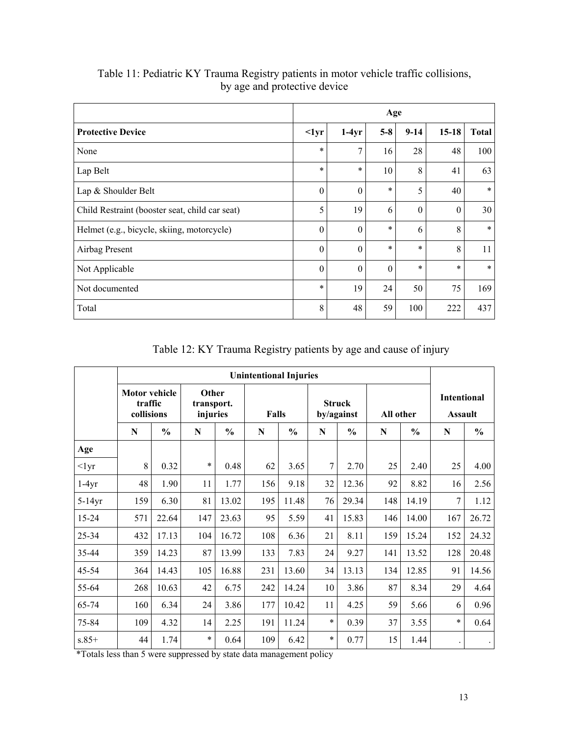Table 11: Pediatric KY Trauma Registry patients in motor vehicle traffic collisions, by age and protective device

| | Age | | | | | |
|---|---|---|---|---|---|---|
| **Protective Device** | **<1yr** | **1-4yr** | **5-8** | **9-14** | **15-18** | **Total** |
| None | * | 7 | 16 | 28 | 48 | 100 |
| Lap Belt | * | * | 10 | 8 | 41 | 63 |
| Lap & Shoulder Belt | 0 | 0 | * | 5 | 40 | * |
| Child Restraint (booster seat, child car seat) | 5 | 19 | 6 | 0 | 0 | 30 |
| Helmet (e.g., bicycle, skiing, motorcycle) | 0 | 0 | * | 6 | 8 | * |
| Airbag Present | 0 | 0 | * | * | 8 | 11 |
| Not Applicable | 0 | 0 | 0 | * | * | * |
| Not documented | * | 19 | 24 | 50 | 75 | 169 |
| Total | 8 | 48 | 59 | 100 | 222 | 437 |

Table 12: KY Trauma Registry patients by age and cause of injury

| | Unintentional Injuries | | | | | | | | | | Intentional | |
|---|---|---|---|---|---|---|---|---|---|---|---|---|
| | Motor vehicle traffic collisions | | Other transport. injuries | | Falls | | Struck by/against | | All other | | Assault | |
| | N | % | N | % | N | % | N | % | N | % | N | % |
| **Age** | | | | | | | | | | | | |
| <1yr | 8 | 0.32 | * | 0.48 | 62 | 3.65 | 7 | 2.70 | 25 | 2.40 | 25 | 4.00 |
| 1-4yr | 48 | 1.90 | 11 | 1.77 | 156 | 9.18 | 32 | 12.36 | 92 | 8.82 | 16 | 2.56 |
| 5-14yr | 159 | 6.30 | 81 | 13.02 | 195 | 11.48 | 76 | 29.34 | 148 | 14.19 | 7 | 1.12 |
| 15-24 | 571 | 22.64 | 147 | 23.63 | 95 | 5.59 | 41 | 15.83 | 146 | 14.00 | 167 | 26.72 |
| 25-34 | 432 | 17.13 | 104 | 16.72 | 108 | 6.36 | 21 | 8.11 | 159 | 15.24 | 152 | 24.32 |
| 35-44 | 359 | 14.23 | 87 | 13.99 | 133 | 7.83 | 24 | 9.27 | 141 | 13.52 | 128 | 20.48 |
| 45-54 | 364 | 14.43 | 105 | 16.88 | 231 | 13.60 | 34 | 13.13 | 134 | 12.85 | 91 | 14.56 |
| 55-64 | 268 | 10.63 | 42 | 6.75 | 242 | 14.24 | 10 | 3.86 | 87 | 8.34 | 29 | 4.64 |
| 65-74 | 160 | 6.34 | 24 | 3.86 | 177 | 10.42 | 11 | 4.25 | 59 | 5.66 | 6 | 0.96 |
| 75-84 | 109 | 4.32 | 14 | 2.25 | 191 | 11.24 | * | 0.39 | 37 | 3.55 | * | 0.64 |
| s.85+ | 44 | 1.74 | * | 0.64 | 109 | 6.42 | * | 0.77 | 15 | 1.44 | . | . |

*Totals less than 5 were suppressed by state data management policy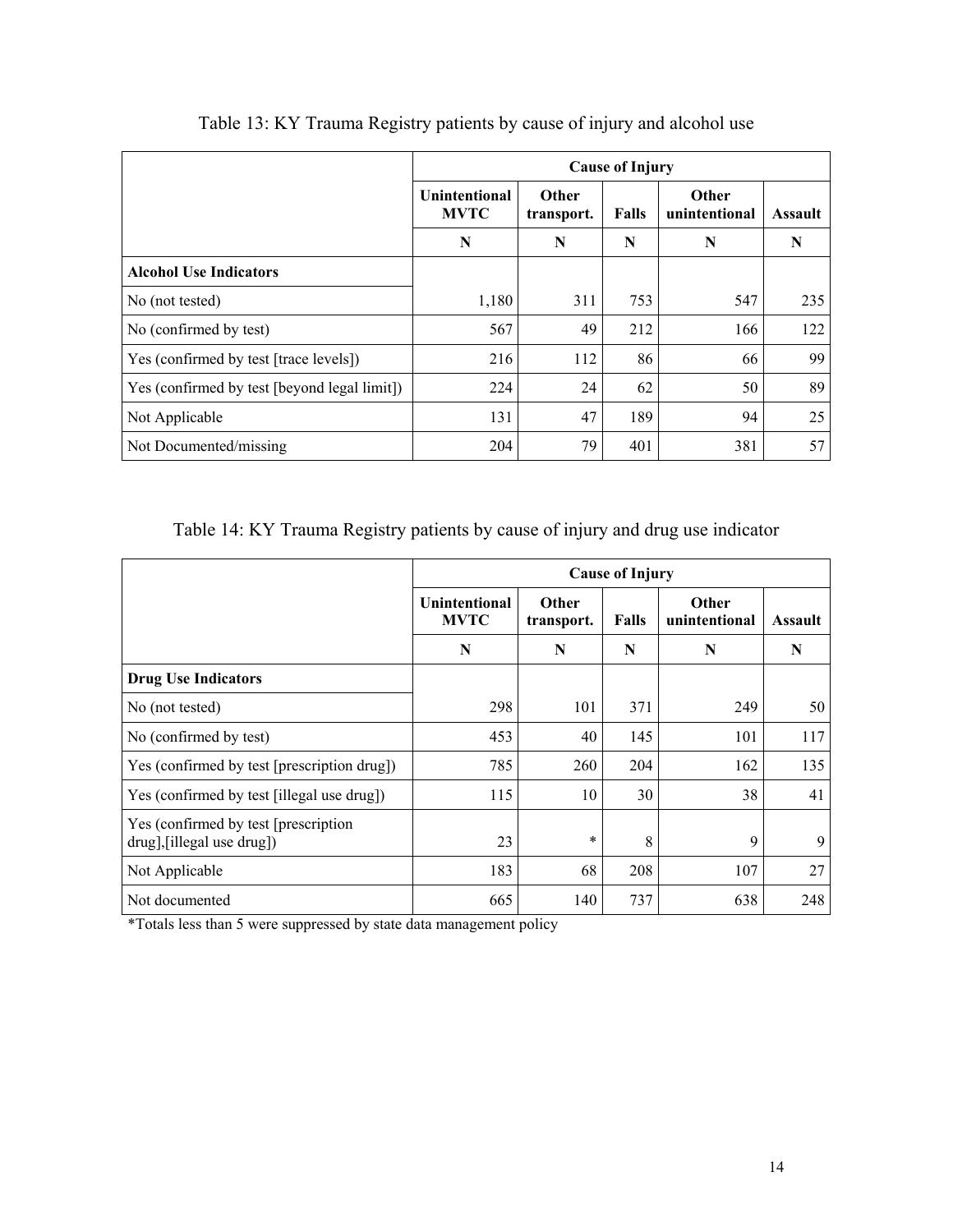Table 13: KY Trauma Registry patients by cause of injury and alcohol use

| | Cause of Injury | | | | |
|---|---|---|---|---|---|
| | Unintentional MVTC | Other transport. | Falls | Other unintentional | Assault |
| | N | N | N | N | N |
| **Alcohol Use Indicators** | | | | | |
| No (not tested) | 1,180 | 311 | 753 | 547 | 235 |
| No (confirmed by test) | 567 | 49 | 212 | 166 | 122 |
| Yes (confirmed by test [trace levels]) | 216 | 112 | 86 | 66 | 99 |
| Yes (confirmed by test [beyond legal limit]) | 224 | 24 | 62 | 50 | 89 |
| Not Applicable | 131 | 47 | 189 | 94 | 25 |
| Not Documented/missing | 204 | 79 | 401 | 381 | 57 |

Table 14: KY Trauma Registry patients by cause of injury and drug use indicator

| | Cause of Injury | | | | |
|---|---|---|---|---|---|
| | Unintentional MVTC | Other transport. | Falls | Other unintentional | Assault |
| | N | N | N | N | N |
| **Drug Use Indicators** | | | | | |
| No (not tested) | 298 | 101 | 371 | 249 | 50 |
| No (confirmed by test) | 453 | 40 | 145 | 101 | 117 |
| Yes (confirmed by test [prescription drug]) | 785 | 260 | 204 | 162 | 135 |
| Yes (confirmed by test [illegal use drug]) | 115 | 10 | 30 | 38 | 41 |
| Yes (confirmed by test [prescription drug],[illegal use drug]) | 23 | * | 8 | 9 | 9 |
| Not Applicable | 183 | 68 | 208 | 107 | 27 |
| Not documented | 665 | 140 | 737 | 638 | 248 |

*Totals less than 5 were suppressed by state data management policy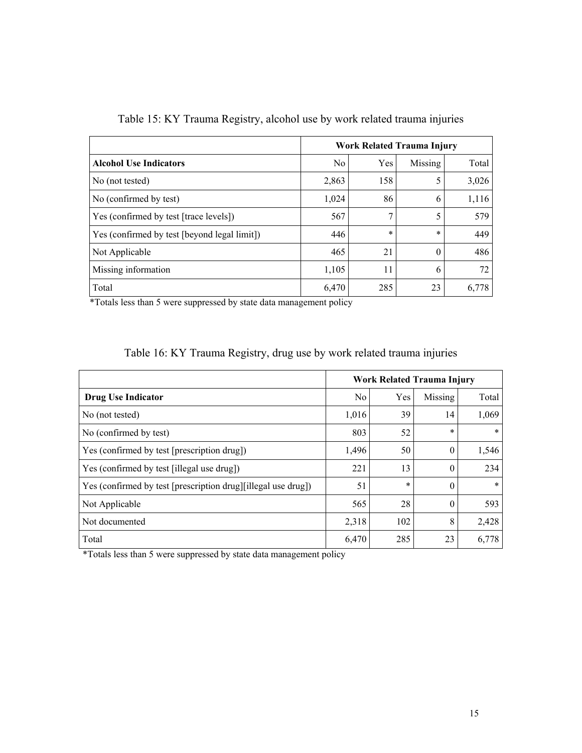Table 15: KY Trauma Registry, alcohol use by work related trauma injuries

| | Work Related Trauma Injury | | | |
|---|---|---|---|---|
| **Alcohol Use Indicators** | No | Yes | Missing | Total |
| No (not tested) | 2,863 | 158 | 5 | 3,026 |
| No (confirmed by test) | 1,024 | 86 | 6 | 1,116 |
| Yes (confirmed by test [trace levels]) | 567 | 7 | 5 | 579 |
| Yes (confirmed by test [beyond legal limit]) | 446 | * | * | 449 |
| Not Applicable | 465 | 21 | 0 | 486 |
| Missing information | 1,105 | 11 | 6 | 72 |
| Total | 6,470 | 285 | 23 | 6,778 |

*Totals less than 5 were suppressed by state data management policy

Table 16: KY Trauma Registry, drug use by work related trauma injuries

| | Work Related Trauma Injury | | | |
|---|---|---|---|---|
| **Drug Use Indicator** | No | Yes | Missing | Total |
| No (not tested) | 1,016 | 39 | 14 | 1,069 |
| No (confirmed by test) | 803 | 52 | * | * |
| Yes (confirmed by test [prescription drug]) | 1,496 | 50 | 0 | 1,546 |
| Yes (confirmed by test [illegal use drug]) | 221 | 13 | 0 | 234 |
| Yes (confirmed by test [prescription drug][illegal use drug]) | 51 | * | 0 | * |
| Not Applicable | 565 | 28 | 0 | 593 |
| Not documented | 2,318 | 102 | 8 | 2,428 |
| Total | 6,470 | 285 | 23 | 6,778 |

*Totals less than 5 were suppressed by state data management policy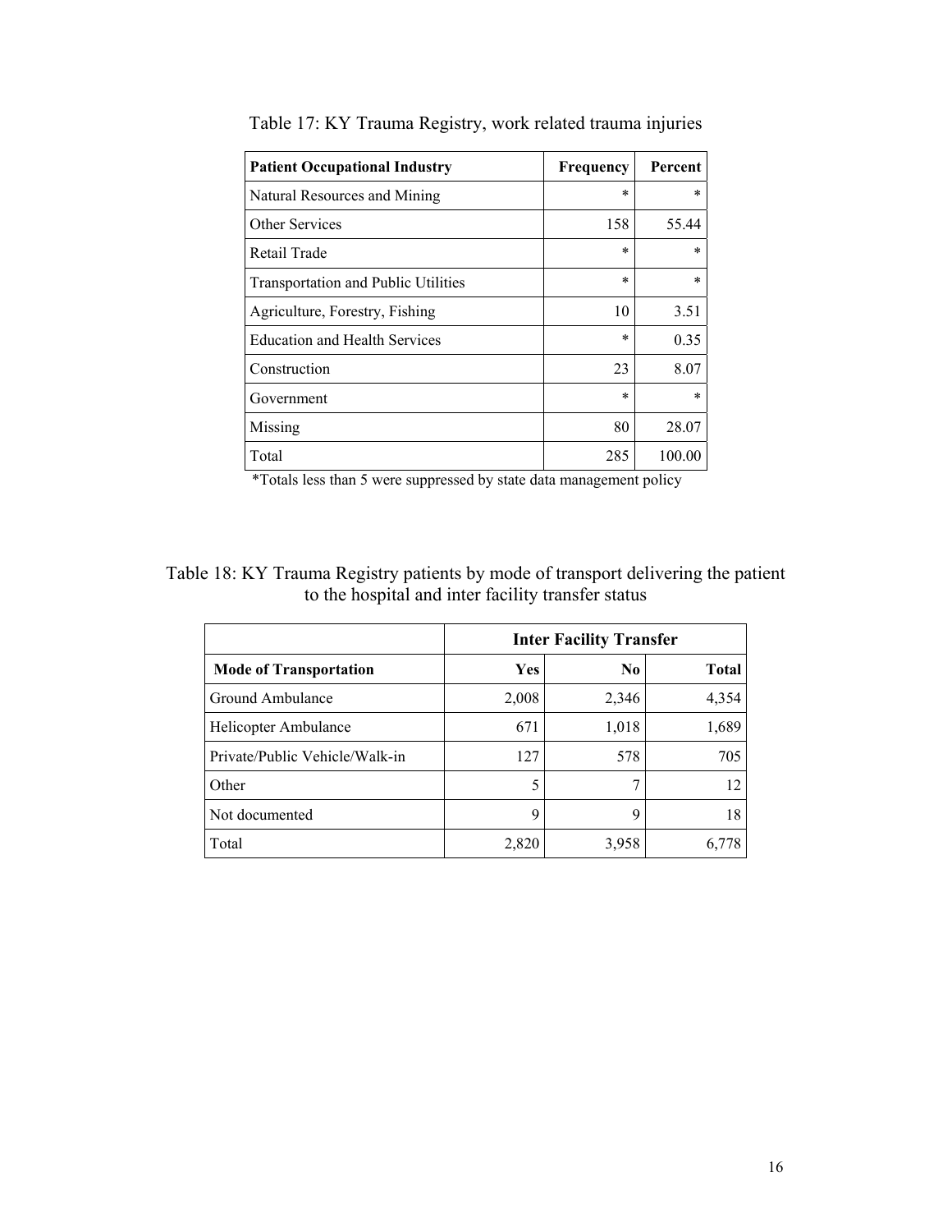Table 17: KY Trauma Registry, work related trauma injuries

| Patient Occupational Industry | Frequency | Percent |
|---|---|---|
| Natural Resources and Mining | * | * |
| Other Services | 158 | 55.44 |
| Retail Trade | * | * |
| Transportation and Public Utilities | * | * |
| Agriculture, Forestry, Fishing | 10 | 3.51 |
| Education and Health Services | * | 0.35 |
| Construction | 23 | 8.07 |
| Government | * | * |
| Missing | 80 | 28.07 |
| Total | 285 | 100.00 |

*Totals less than 5 were suppressed by state data management policy

Table 18: KY Trauma Registry patients by mode of transport delivering the patient to the hospital and inter facility transfer status

| | Inter Facility Transfer | | |
|---|---|---|---|
| **Mode of Transportation** | **Yes** | **No** | **Total** |
| Ground Ambulance | 2,008 | 2,346 | 4,354 |
| Helicopter Ambulance | 671 | 1,018 | 1,689 |
| Private/Public Vehicle/Walk-in | 127 | 578 | 705 |
| Other | 5 | 7 | 12 |
| Not documented | 9 | 9 | 18 |
| Total | 2,820 | 3,958 | 6,778 |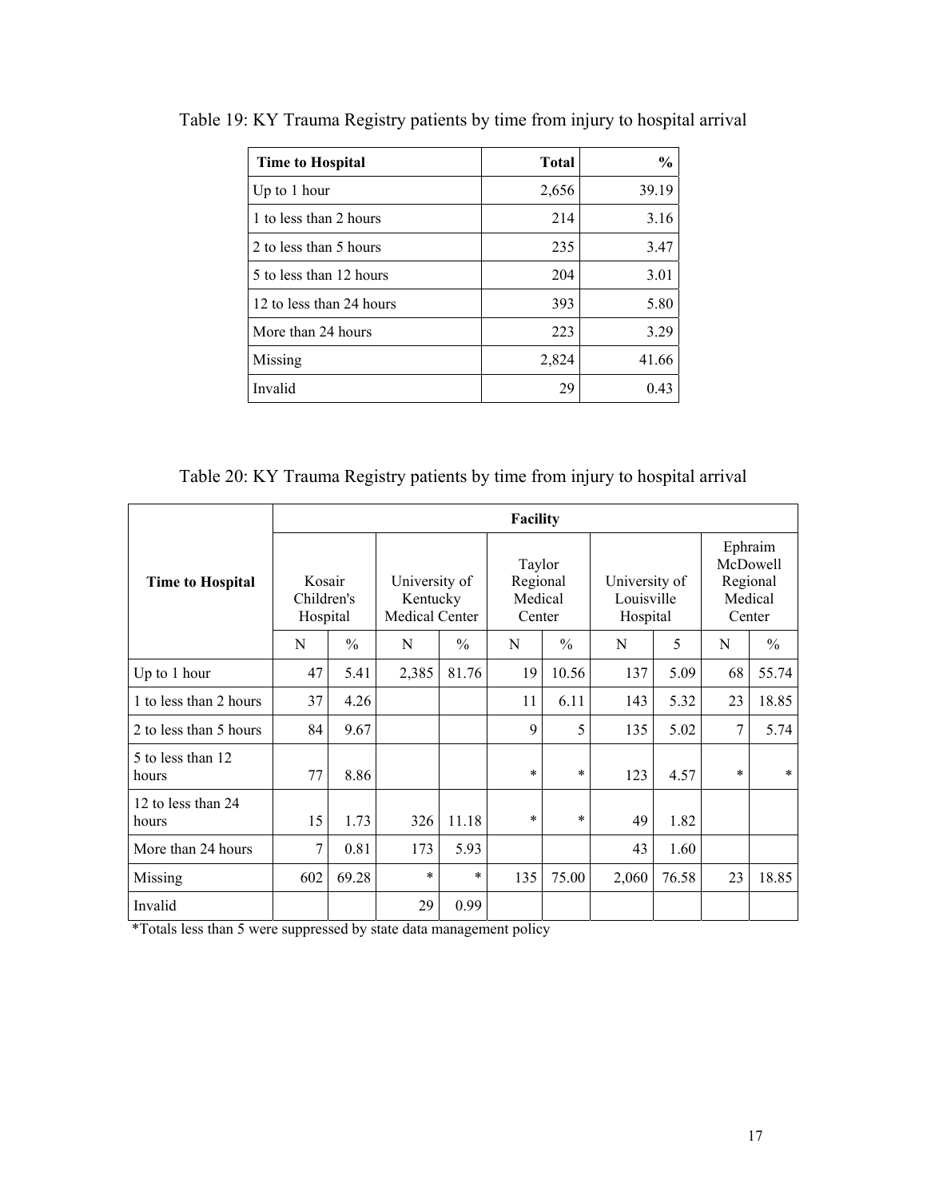Table 19: KY Trauma Registry patients by time from injury to hospital arrival

| Time to Hospital | Total | % |
|---|---|---|
| Up to 1 hour | 2,656 | 39.19 |
| 1 to less than 2 hours | 214 | 3.16 |
| 2 to less than 5 hours | 235 | 3.47 |
| 5 to less than 12 hours | 204 | 3.01 |
| 12 to less than 24 hours | 393 | 5.80 |
| More than 24 hours | 223 | 3.29 |
| Missing | 2,824 | 41.66 |
| Invalid | 29 | 0.43 |

Table 20: KY Trauma Registry patients by time from injury to hospital arrival

| Time to Hospital | Facility | | | | | | | | | |
|---|---|---|---|---|---|---|---|---|---|---|
| | Kosair Children's Hospital | | University of Kentucky Medical Center | | Taylor Regional Medical Center | | University of Louisville Hospital | | Ephraim McDowell Regional Medical Center | |
| | N | % | N | % | N | % | N | 5 | N | % |
| Up to 1 hour | 47 | 5.41 | 2,385 | 81.76 | 19 | 10.56 | 137 | 5.09 | 68 | 55.74 |
| 1 to less than 2 hours | 37 | 4.26 | | | 11 | 6.11 | 143 | 5.32 | 23 | 18.85 |
| 2 to less than 5 hours | 84 | 9.67 | | | 9 | 5 | 135 | 5.02 | 7 | 5.74 |
| 5 to less than 12 hours | 77 | 8.86 | | | * | * | 123 | 4.57 | * | * |
| 12 to less than 24 hours | 15 | 1.73 | 326 | 11.18 | * | * | 49 | 1.82 | | |
| More than 24 hours | 7 | 0.81 | 173 | 5.93 | | | 43 | 1.60 | | |
| Missing | 602 | 69.28 | * | * | 135 | 75.00 | 2,060 | 76.58 | 23 | 18.85 |
| Invalid | | | 29 | 0.99 | | | | | | |

*Totals less than 5 were suppressed by state data management policy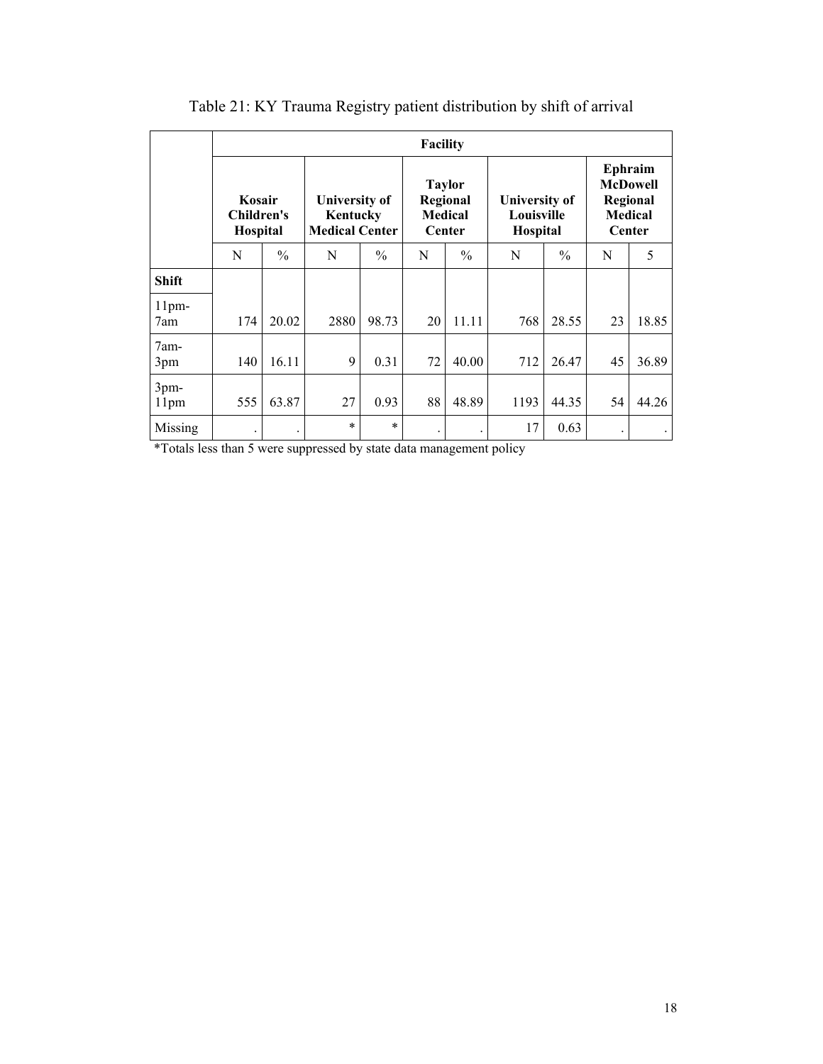Table 21: KY Trauma Registry patient distribution by shift of arrival

| | Facility | | | | | | | | | |
|---|---|---|---|---|---|---|---|---|---|---|
| | Kosair Children's Hospital | | University of Kentucky Medical Center | | Taylor Regional Medical Center | | University of Louisville Hospital | | Ephraim McDowell Regional Medical Center | |
| | N | % | N | % | N | % | N | % | N | 5 |
| **Shift** | | | | | | | | | | |
| 11pm-7am | 174 | 20.02 | 2880 | 98.73 | 20 | 11.11 | 768 | 28.55 | 23 | 18.85 |
| 7am-3pm | 140 | 16.11 | 9 | 0.31 | 72 | 40.00 | 712 | 26.47 | 45 | 36.89 |
| 3pm-11pm | 555 | 63.87 | 27 | 0.93 | 88 | 48.89 | 1193 | 44.35 | 54 | 44.26 |
| Missing | . | . | * | * | . | . | 17 | 0.63 | . | . |

*Totals less than 5 were suppressed by state data management policy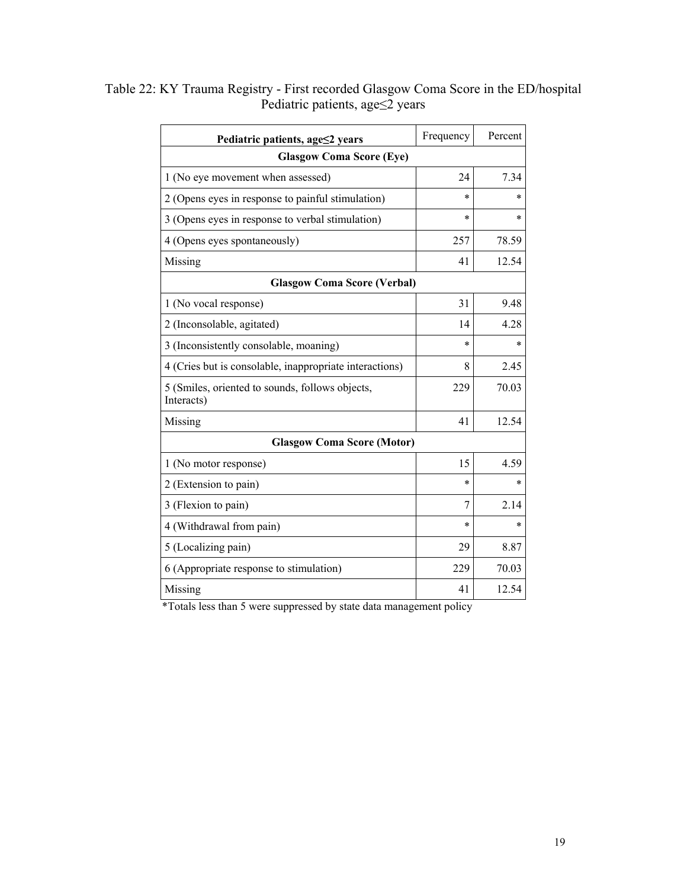Table 22: KY Trauma Registry - First recorded Glasgow Coma Score in the ED/hospital Pediatric patients, age≤2 years

| **Pediatric patients, age≤2 years** | Frequency | Percent |
|---|---|---|
| **Glasgow Coma Score (Eye)** | | |
| 1 (No eye movement when assessed) | 24 | 7.34 |
| 2 (Opens eyes in response to painful stimulation) | * | * |
| 3 (Opens eyes in response to verbal stimulation) | * | * |
| 4 (Opens eyes spontaneously) | 257 | 78.59 |
| Missing | 41 | 12.54 |
| **Glasgow Coma Score (Verbal)** | | |
| 1 (No vocal response) | 31 | 9.48 |
| 2 (Inconsolable, agitated) | 14 | 4.28 |
| 3 (Inconsistently consolable, moaning) | * | * |
| 4 (Cries but is consolable, inappropriate interactions) | 8 | 2.45 |
| 5 (Smiles, oriented to sounds, follows objects, Interacts) | 229 | 70.03 |
| Missing | 41 | 12.54 |
| **Glasgow Coma Score (Motor)** | | |
| 1 (No motor response) | 15 | 4.59 |
| 2 (Extension to pain) | * | * |
| 3 (Flexion to pain) | 7 | 2.14 |
| 4 (Withdrawal from pain) | * | * |
| 5 (Localizing pain) | 29 | 8.87 |
| 6 (Appropriate response to stimulation) | 229 | 70.03 |
| Missing | 41 | 12.54 |

*Totals less than 5 were suppressed by state data management policy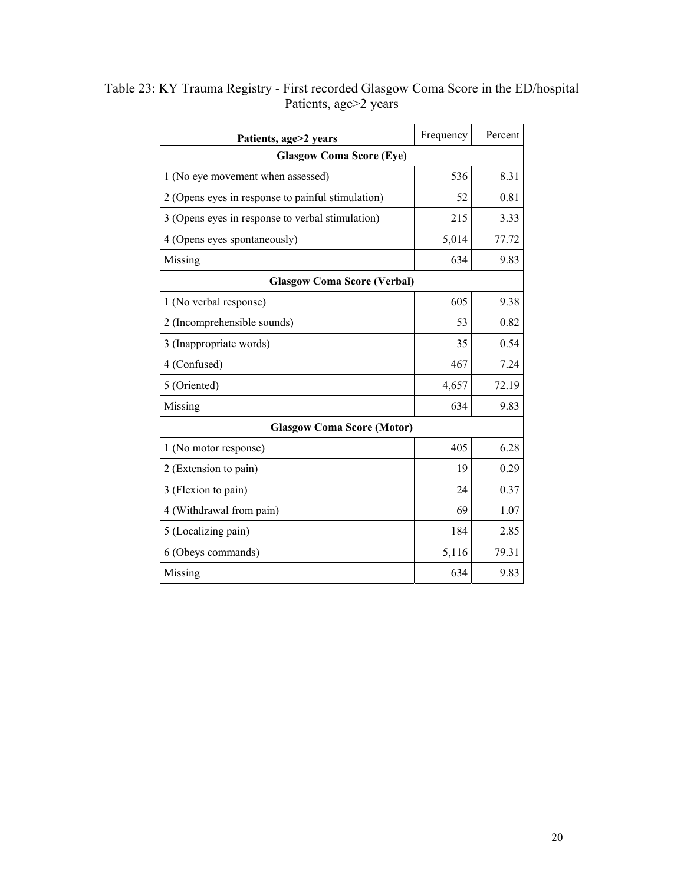Table 23: KY Trauma Registry - First recorded Glasgow Coma Score in the ED/hospital Patients, age>2 years

| Patients, age>2 years | Frequency | Percent |
|---|---|---|
| **Glasgow Coma Score (Eye)** | | |
| 1 (No eye movement when assessed) | 536 | 8.31 |
| 2 (Opens eyes in response to painful stimulation) | 52 | 0.81 |
| 3 (Opens eyes in response to verbal stimulation) | 215 | 3.33 |
| 4 (Opens eyes spontaneously) | 5,014 | 77.72 |
| Missing | 634 | 9.83 |
| **Glasgow Coma Score (Verbal)** | | |
| 1 (No verbal response) | 605 | 9.38 |
| 2 (Incomprehensible sounds) | 53 | 0.82 |
| 3 (Inappropriate words) | 35 | 0.54 |
| 4 (Confused) | 467 | 7.24 |
| 5 (Oriented) | 4,657 | 72.19 |
| Missing | 634 | 9.83 |
| **Glasgow Coma Score (Motor)** | | |
| 1 (No motor response) | 405 | 6.28 |
| 2 (Extension to pain) | 19 | 0.29 |
| 3 (Flexion to pain) | 24 | 0.37 |
| 4 (Withdrawal from pain) | 69 | 1.07 |
| 5 (Localizing pain) | 184 | 2.85 |
| 6 (Obeys commands) | 5,116 | 79.31 |
| Missing | 634 | 9.83 |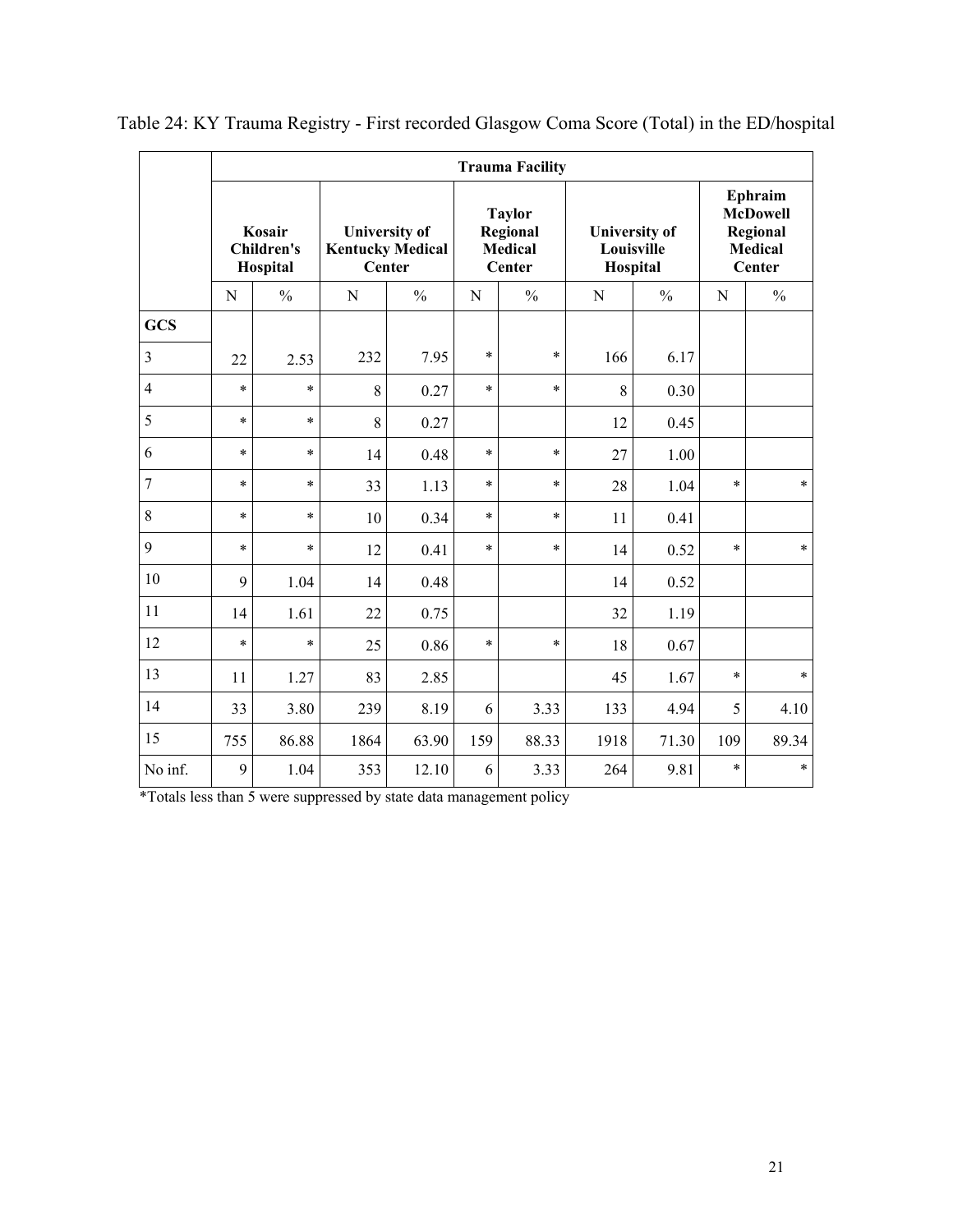Table 24: KY Trauma Registry - First recorded Glasgow Coma Score (Total) in the ED/hospital

| | Trauma Facility | | | | | | | | | |
|---|---|---|---|---|---|---|---|---|---|---|
| | Kosair Children's Hospital | | University of Kentucky Medical Center | | Taylor Regional Medical Center | | University of Louisville Hospital | | Ephraim McDowell Regional Medical Center | |
| | N | % | N | % | N | % | N | % | N | % |
| **GCS** | | | | | | | | | | |
| 3 | 22 | 2.53 | 232 | 7.95 | * | * | 166 | 6.17 | | |
| 4 | * | * | 8 | 0.27 | * | * | 8 | 0.30 | | |
| 5 | * | * | 8 | 0.27 | | | 12 | 0.45 | | |
| 6 | * | * | 14 | 0.48 | * | * | 27 | 1.00 | | |
| 7 | * | * | 33 | 1.13 | * | * | 28 | 1.04 | * | * |
| 8 | * | * | 10 | 0.34 | * | * | 11 | 0.41 | | |
| 9 | * | * | 12 | 0.41 | * | * | 14 | 0.52 | * | * |
| 10 | 9 | 1.04 | 14 | 0.48 | | | 14 | 0.52 | | |
| 11 | 14 | 1.61 | 22 | 0.75 | | | 32 | 1.19 | | |
| 12 | * | * | 25 | 0.86 | * | * | 18 | 0.67 | | |
| 13 | 11 | 1.27 | 83 | 2.85 | | | 45 | 1.67 | * | * |
| 14 | 33 | 3.80 | 239 | 8.19 | 6 | 3.33 | 133 | 4.94 | 5 | 4.10 |
| 15 | 755 | 86.88 | 1864 | 63.90 | 159 | 88.33 | 1918 | 71.30 | 109 | 89.34 |
| No inf. | 9 | 1.04 | 353 | 12.10 | 6 | 3.33 | 264 | 9.81 | * | * |

*Totals less than 5 were suppressed by state data management policy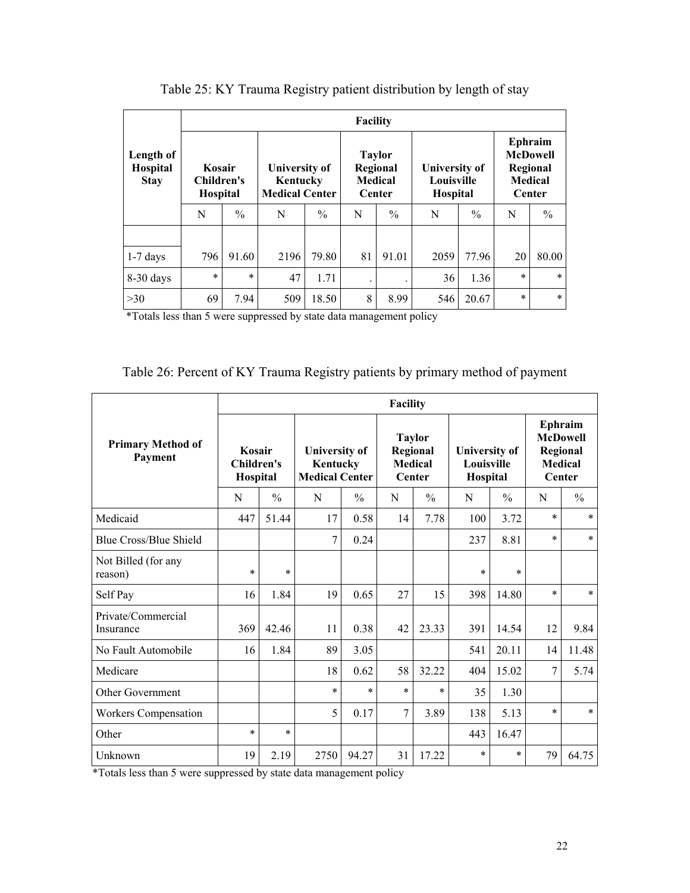Table 25: KY Trauma Registry patient distribution by length of stay

| Length of Hospital Stay | Facility | | | | | | | | | |
|---|---|---|---|---|---|---|---|---|---|---|
| | Kosair Children's Hospital | | University of Kentucky Medical Center | | Taylor Regional Medical Center | | University of Louisville Hospital | | Ephraim McDowell Regional Medical Center | |
| | N | % | N | % | N | % | N | % | N | % |
| | | | | | | | | | | |
| 1-7 days | 796 | 91.60 | 2196 | 79.80 | 81 | 91.01 | 2059 | 77.96 | 20 | 80.00 |
| 8-30 days | * | * | 47 | 1.71 | . | . | 36 | 1.36 | * | * |
| >30 | 69 | 7.94 | 509 | 18.50 | 8 | 8.99 | 546 | 20.67 | * | * |

*Totals less than 5 were suppressed by state data management policy

Table 26: Percent of KY Trauma Registry patients by primary method of payment

| Primary Method of Payment | Facility | | | | | | | | | |
|---|---|---|---|---|---|---|---|---|---|---|
| | Kosair Children's Hospital | | University of Kentucky Medical Center | | Taylor Regional Medical Center | | University of Louisville Hospital | | Ephraim McDowell Regional Medical Center | |
| | N | % | N | % | N | % | N | % | N | % |
| Medicaid | 447 | 51.44 | 17 | 0.58 | 14 | 7.78 | 100 | 3.72 | * | * |
| Blue Cross/Blue Shield | | | 7 | 0.24 | | | 237 | 8.81 | * | * |
| Not Billed (for any reason) | * | * | | | | | * | * | | |
| Self Pay | 16 | 1.84 | 19 | 0.65 | 27 | 15 | 398 | 14.80 | * | * |
| Private/Commercial Insurance | 369 | 42.46 | 11 | 0.38 | 42 | 23.33 | 391 | 14.54 | 12 | 9.84 |
| No Fault Automobile | 16 | 1.84 | 89 | 3.05 | | | 541 | 20.11 | 14 | 11.48 |
| Medicare | | | 18 | 0.62 | 58 | 32.22 | 404 | 15.02 | 7 | 5.74 |
| Other Government | | | * | * | * | * | 35 | 1.30 | | |
| Workers Compensation | | | 5 | 0.17 | 7 | 3.89 | 138 | 5.13 | * | * |
| Other | * | * | | | | | 443 | 16.47 | | |
| Unknown | 19 | 2.19 | 2750 | 94.27 | 31 | 17.22 | * | * | 79 | 64.75 |

*Totals less than 5 were suppressed by state data management policy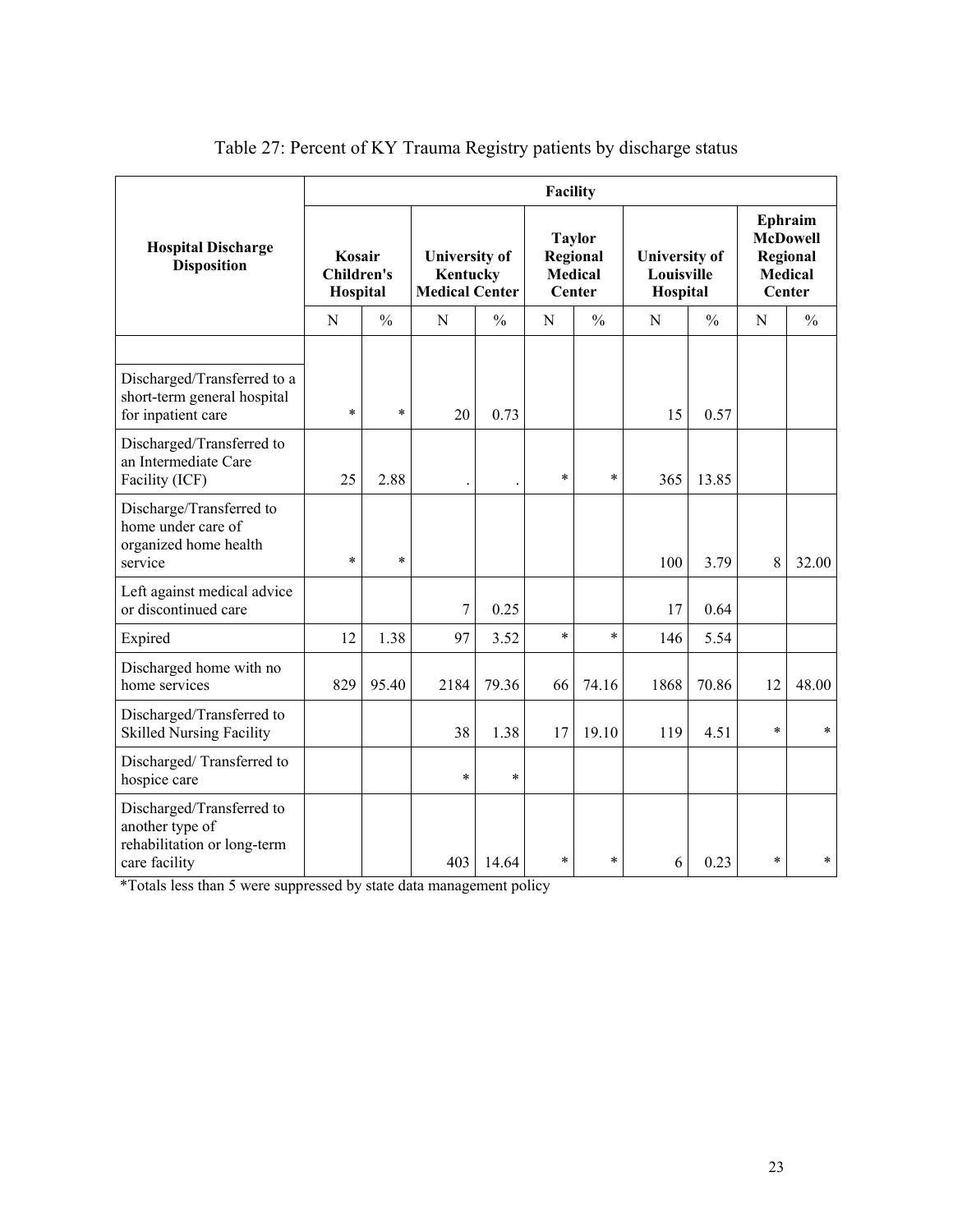Table 27: Percent of KY Trauma Registry patients by discharge status

| Hospital Discharge Disposition | Facility | | | | | | | | | |
|---|---|---|---|---|---|---|---|---|---|---|
| | Kosair Children's Hospital | | University of Kentucky Medical Center | | Taylor Regional Medical Center | | University of Louisville Hospital | | Ephraim McDowell Regional Medical Center | |
| | N | % | N | % | N | % | N | % | N | % |
| | | | | | | | | | | |
| Discharged/Transferred to a short-term general hospital for inpatient care | * | * | 20 | 0.73 | | | 15 | 0.57 | | |
| Discharged/Transferred to an Intermediate Care Facility (ICF) | 25 | 2.88 | . | . | * | * | 365 | 13.85 | | |
| Discharge/Transferred to home under care of organized home health service | * | * | | | | | 100 | 3.79 | 8 | 32.00 |
| Left against medical advice or discontinued care | | | 7 | 0.25 | | | 17 | 0.64 | | |
| Expired | 12 | 1.38 | 97 | 3.52 | * | * | 146 | 5.54 | | |
| Discharged home with no home services | 829 | 95.40 | 2184 | 79.36 | 66 | 74.16 | 1868 | 70.86 | 12 | 48.00 |
| Discharged/Transferred to Skilled Nursing Facility | | | 38 | 1.38 | 17 | 19.10 | 119 | 4.51 | * | * |
| Discharged/ Transferred to hospice care | | | * | * | | | | | | |
| Discharged/Transferred to another type of rehabilitation or long-term care facility | | | 403 | 14.64 | * | * | 6 | 0.23 | * | * |

*Totals less than 5 were suppressed by state data management policy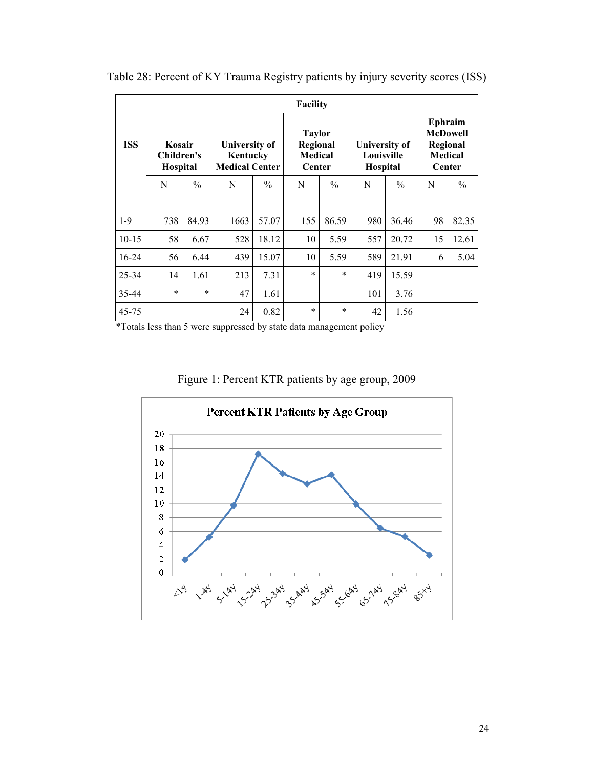Table 28: Percent of KY Trauma Registry patients by injury severity scores (ISS)

| ISS | Facility | | | | | | | | | |
|---|---|---|---|---|---|---|---|---|---|---|
| | Kosair Children's Hospital | | University of Kentucky Medical Center | | Taylor Regional Medical Center | | University of Louisville Hospital | | Ephraim McDowell Regional Medical Center | |
| | N | % | N | % | N | % | N | % | N | % |
| 1-9 | 738 | 84.93 | 1663 | 57.07 | 155 | 86.59 | 980 | 36.46 | 98 | 82.35 |
| 10-15 | 58 | 6.67 | 528 | 18.12 | 10 | 5.59 | 557 | 20.72 | 15 | 12.61 |
| 16-24 | 56 | 6.44 | 439 | 15.07 | 10 | 5.59 | 589 | 21.91 | 6 | 5.04 |
| 25-34 | 14 | 1.61 | 213 | 7.31 | * | * | 419 | 15.59 | | |
| 35-44 | * | * | 47 | 1.61 | | | 101 | 3.76 | | |
| 45-75 | | | 24 | 0.82 | * | * | 42 | 1.56 | | |

*Totals less than 5 were suppressed by state data management policy

Figure 1: Percent KTR patients by age group, 2009

**Percent KTR Patients by Age Group**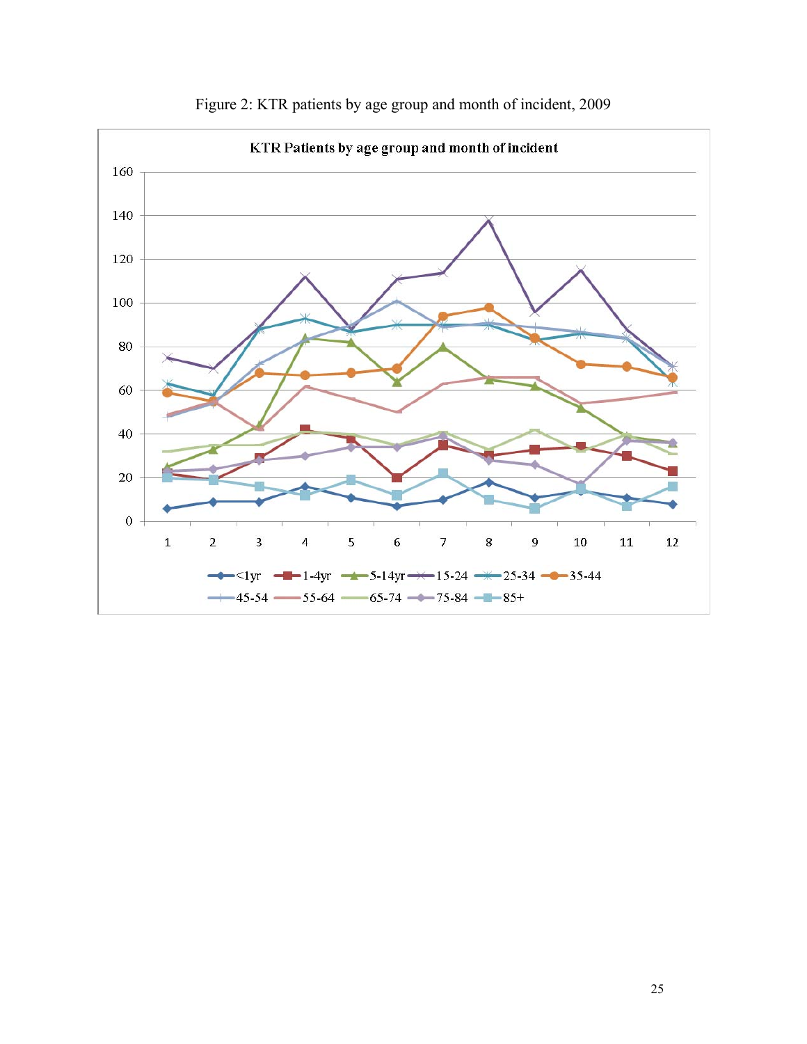Figure 2: KTR patients by age group and month of incident, 2009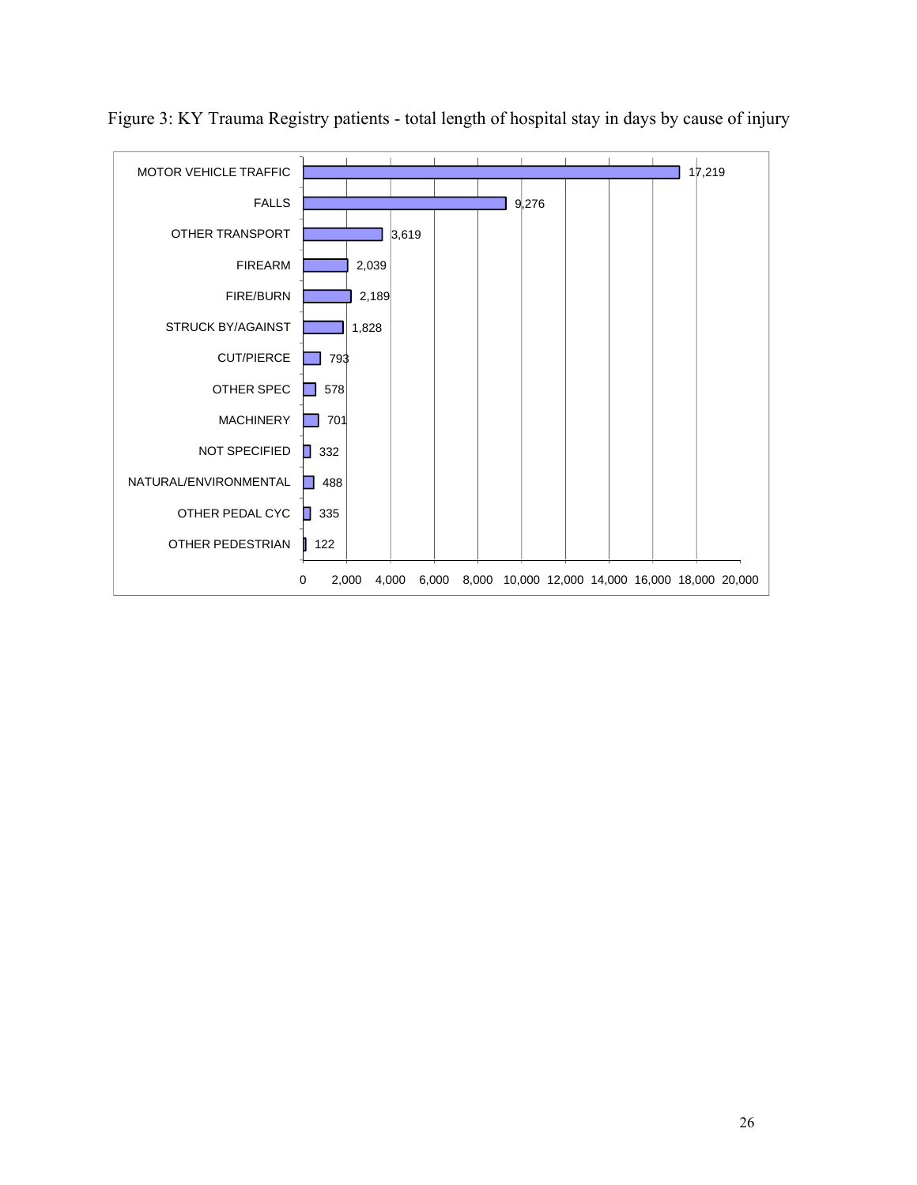Figure 3: KY Trauma Registry patients - total length of hospital stay in days by cause of injury

MOTOR VEHICLE TRAFFIC
FALLS
OTHER TRANSPORT
FIREARM
FIRE/BURN
STRUCK BY/AGAINST
CUT/PIERCE
OTHER SPEC
MACHINERY
NOT SPECIFIED
NATURAL/ENVIRONMENTAL
OTHER PEDAL CYC
OTHER PEDESTRIAN

17,219
9,276
3,619
2,039
2,189
1,828
793
578
701
332
488
335
122

0 2,000 4,000 6,000 8,000 10,000 12,000 14,000 16,000 18,000 20,000